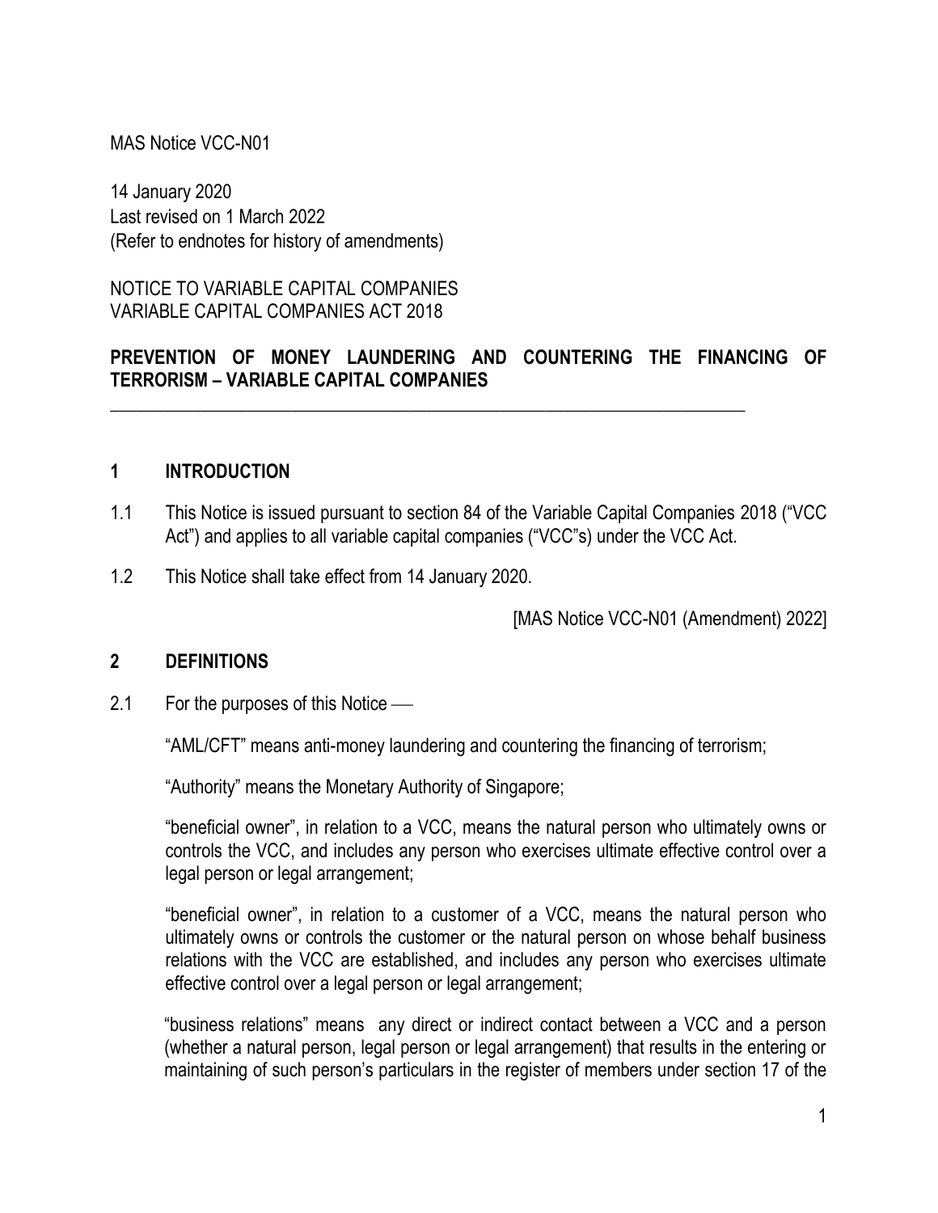MAS Notice VCC-N01

14 January 2020
Last revised on 1 March 2022
(Refer to endnotes for history of amendments)

NOTICE TO VARIABLE CAPITAL COMPANIES
VARIABLE CAPITAL COMPANIES ACT 2018

**PREVENTION OF MONEY LAUNDERING AND COUNTERING THE FINANCING OF TERRORISM – VARIABLE CAPITAL COMPANIES**

---

## 1 INTRODUCTION

1.1 This Notice is issued pursuant to section 84 of the Variable Capital Companies 2018 ("VCC Act") and applies to all variable capital companies ("VCC"s) under the VCC Act.

1.2 This Notice shall take effect from 14 January 2020.

[MAS Notice VCC-N01 (Amendment) 2022]

## 2 DEFINITIONS

2.1 For the purposes of this Notice ⸺

"AML/CFT" means anti-money laundering and countering the financing of terrorism;

"Authority" means the Monetary Authority of Singapore;

"beneficial owner", in relation to a VCC, means the natural person who ultimately owns or controls the VCC, and includes any person who exercises ultimate effective control over a legal person or legal arrangement;

"beneficial owner", in relation to a customer of a VCC, means the natural person who ultimately owns or controls the customer or the natural person on whose behalf business relations with the VCC are established, and includes any person who exercises ultimate effective control over a legal person or legal arrangement;

"business relations" means any direct or indirect contact between a VCC and a person (whether a natural person, legal person or legal arrangement) that results in the entering or maintaining of such person's particulars in the register of members under section 17 of the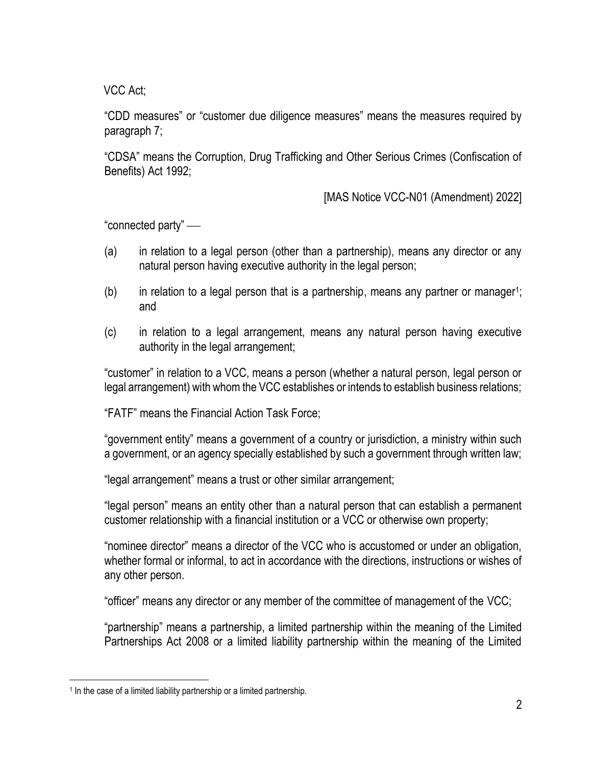VCC Act;

"CDD measures" or "customer due diligence measures" means the measures required by paragraph 7;

"CDSA" means the Corruption, Drug Trafficking and Other Serious Crimes (Confiscation of Benefits) Act 1992;

[MAS Notice VCC-N01 (Amendment) 2022]

"connected party" —

(a) in relation to a legal person (other than a partnership), means any director or any natural person having executive authority in the legal person;

(b) in relation to a legal person that is a partnership, means any partner or manager[1]; and

(c) in relation to a legal arrangement, means any natural person having executive authority in the legal arrangement;

"customer" in relation to a VCC, means a person (whether a natural person, legal person or legal arrangement) with whom the VCC establishes or intends to establish business relations;

"FATF" means the Financial Action Task Force;

"government entity" means a government of a country or jurisdiction, a ministry within such a government, or an agency specially established by such a government through written law;

"legal arrangement" means a trust or other similar arrangement;

"legal person" means an entity other than a natural person that can establish a permanent customer relationship with a financial institution or a VCC or otherwise own property;

"nominee director" means a director of the VCC who is accustomed or under an obligation, whether formal or informal, to act in accordance with the directions, instructions or wishes of any other person.

"officer" means any director or any member of the committee of management of the VCC;

"partnership" means a partnership, a limited partnership within the meaning of the Limited Partnerships Act 2008 or a limited liability partnership within the meaning of the Limited

---

[1] In the case of a limited liability partnership or a limited partnership.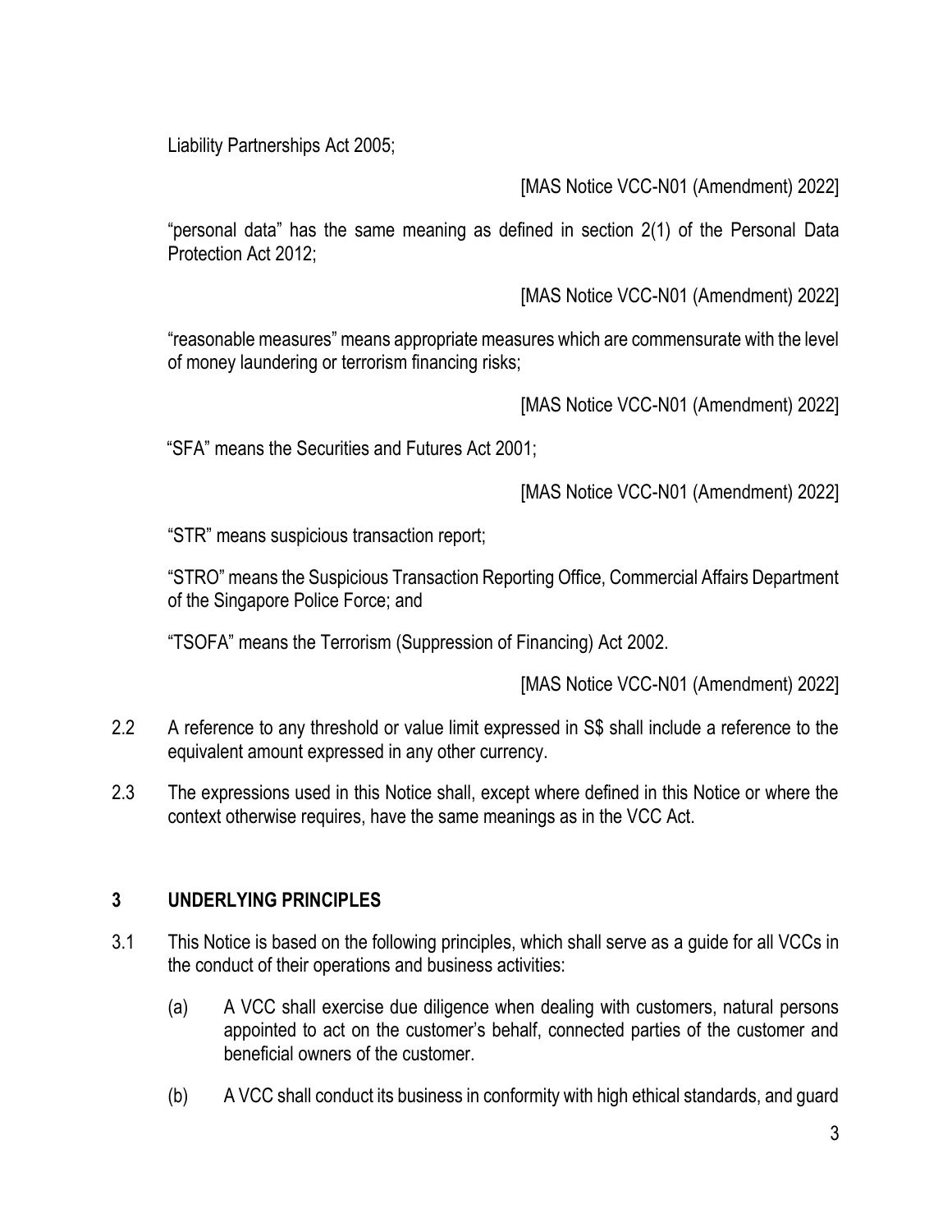Liability Partnerships Act 2005;

[MAS Notice VCC-N01 (Amendment) 2022]

"personal data" has the same meaning as defined in section 2(1) of the Personal Data Protection Act 2012;

[MAS Notice VCC-N01 (Amendment) 2022]

"reasonable measures" means appropriate measures which are commensurate with the level of money laundering or terrorism financing risks;

[MAS Notice VCC-N01 (Amendment) 2022]

"SFA" means the Securities and Futures Act 2001;

[MAS Notice VCC-N01 (Amendment) 2022]

"STR" means suspicious transaction report;

"STRO" means the Suspicious Transaction Reporting Office, Commercial Affairs Department of the Singapore Police Force; and

"TSOFA" means the Terrorism (Suppression of Financing) Act 2002.

[MAS Notice VCC-N01 (Amendment) 2022]

2.2 A reference to any threshold or value limit expressed in S$ shall include a reference to the equivalent amount expressed in any other currency.

2.3 The expressions used in this Notice shall, except where defined in this Notice or where the context otherwise requires, have the same meanings as in the VCC Act.

## 3 UNDERLYING PRINCIPLES

3.1 This Notice is based on the following principles, which shall serve as a guide for all VCCs in the conduct of their operations and business activities:

(a) A VCC shall exercise due diligence when dealing with customers, natural persons appointed to act on the customer's behalf, connected parties of the customer and beneficial owners of the customer.

(b) A VCC shall conduct its business in conformity with high ethical standards, and guard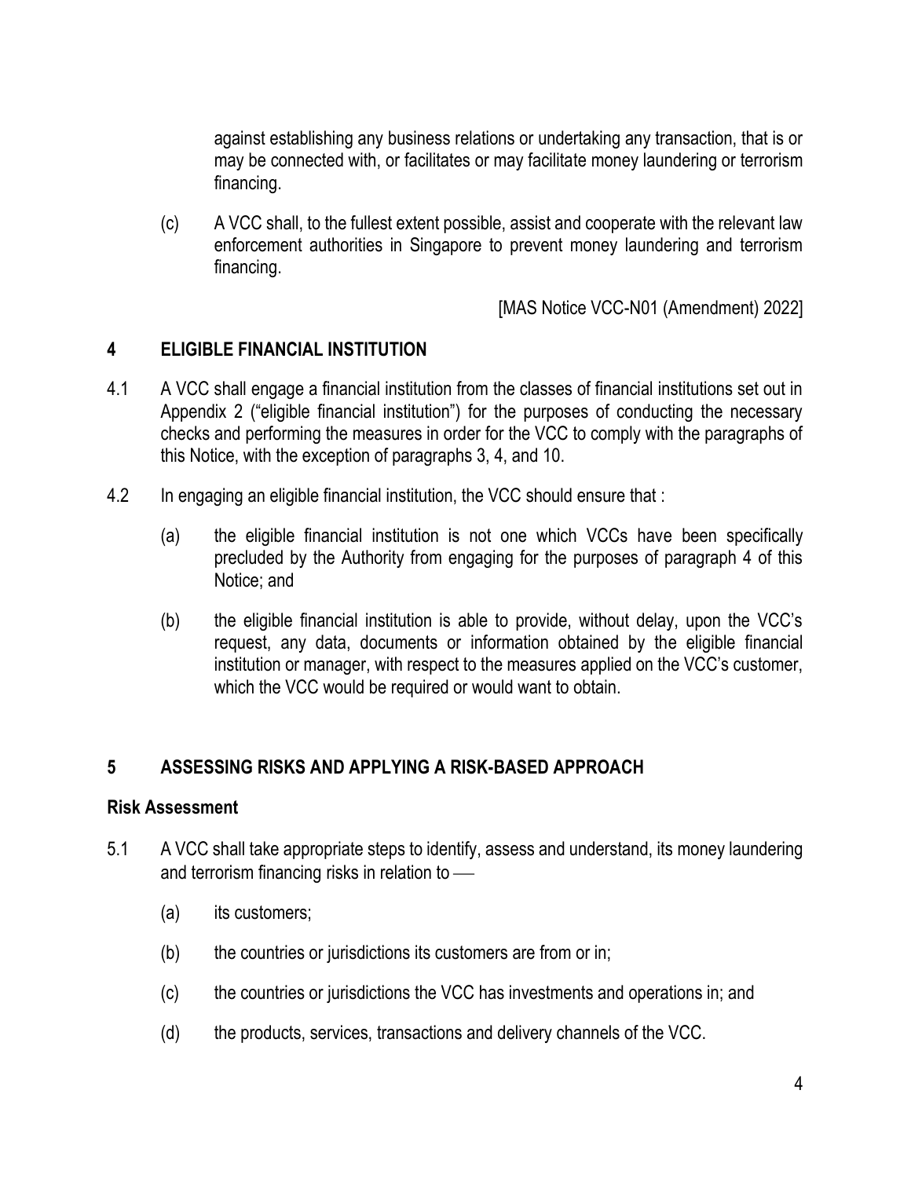against establishing any business relations or undertaking any transaction, that is or may be connected with, or facilitates or may facilitate money laundering or terrorism financing.

(c) A VCC shall, to the fullest extent possible, assist and cooperate with the relevant law enforcement authorities in Singapore to prevent money laundering and terrorism financing.

[MAS Notice VCC-N01 (Amendment) 2022]

## 4 ELIGIBLE FINANCIAL INSTITUTION

4.1 A VCC shall engage a financial institution from the classes of financial institutions set out in Appendix 2 ("eligible financial institution") for the purposes of conducting the necessary checks and performing the measures in order for the VCC to comply with the paragraphs of this Notice, with the exception of paragraphs 3, 4, and 10.

4.2 In engaging an eligible financial institution, the VCC should ensure that :

(a) the eligible financial institution is not one which VCCs have been specifically precluded by the Authority from engaging for the purposes of paragraph 4 of this Notice; and

(b) the eligible financial institution is able to provide, without delay, upon the VCC's request, any data, documents or information obtained by the eligible financial institution or manager, with respect to the measures applied on the VCC's customer, which the VCC would be required or would want to obtain.

## 5 ASSESSING RISKS AND APPLYING A RISK-BASED APPROACH

### Risk Assessment

5.1 A VCC shall take appropriate steps to identify, assess and understand, its money laundering and terrorism financing risks in relation to —

(a) its customers;

(b) the countries or jurisdictions its customers are from or in;

(c) the countries or jurisdictions the VCC has investments and operations in; and

(d) the products, services, transactions and delivery channels of the VCC.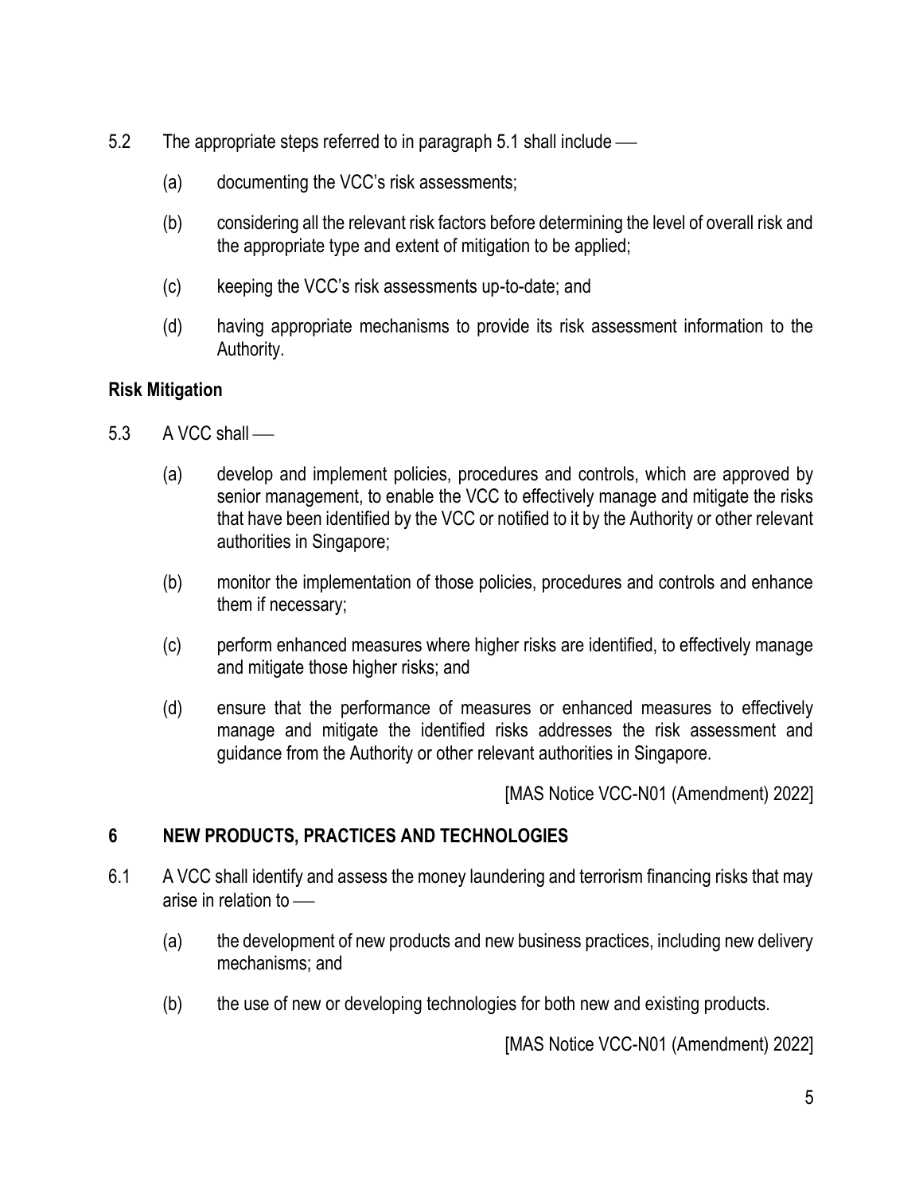5.2 The appropriate steps referred to in paragraph 5.1 shall include ―

(a) documenting the VCC's risk assessments;

(b) considering all the relevant risk factors before determining the level of overall risk and the appropriate type and extent of mitigation to be applied;

(c) keeping the VCC's risk assessments up-to-date; and

(d) having appropriate mechanisms to provide its risk assessment information to the Authority.

**Risk Mitigation**

5.3 A VCC shall ―

(a) develop and implement policies, procedures and controls, which are approved by senior management, to enable the VCC to effectively manage and mitigate the risks that have been identified by the VCC or notified to it by the Authority or other relevant authorities in Singapore;

(b) monitor the implementation of those policies, procedures and controls and enhance them if necessary;

(c) perform enhanced measures where higher risks are identified, to effectively manage and mitigate those higher risks; and

(d) ensure that the performance of measures or enhanced measures to effectively manage and mitigate the identified risks addresses the risk assessment and guidance from the Authority or other relevant authorities in Singapore.

[MAS Notice VCC-N01 (Amendment) 2022]

## 6 NEW PRODUCTS, PRACTICES AND TECHNOLOGIES

6.1 A VCC shall identify and assess the money laundering and terrorism financing risks that may arise in relation to ―

(a) the development of new products and new business practices, including new delivery mechanisms; and

(b) the use of new or developing technologies for both new and existing products.

[MAS Notice VCC-N01 (Amendment) 2022]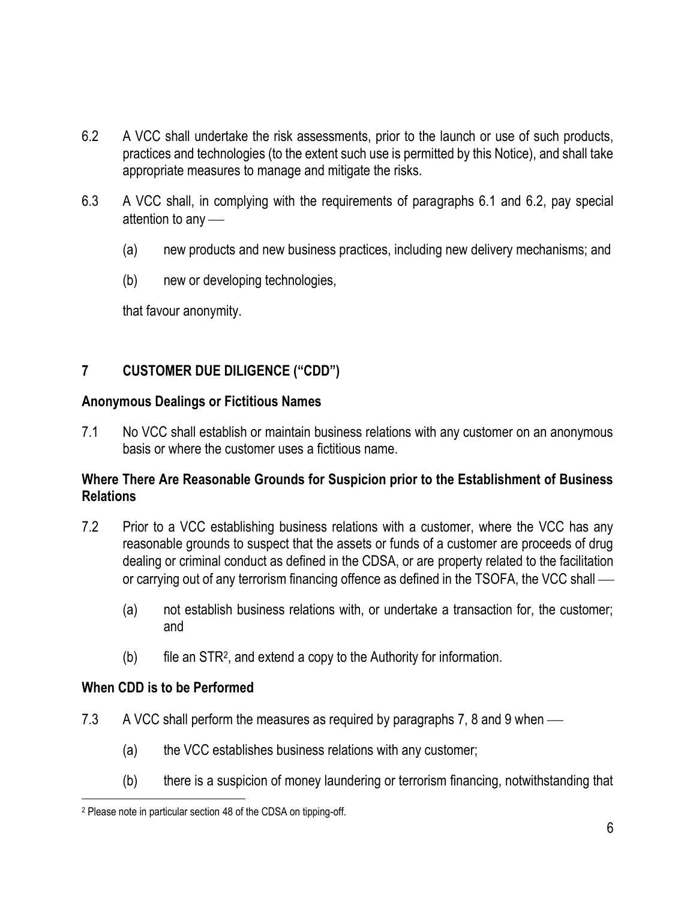6.2 A VCC shall undertake the risk assessments, prior to the launch or use of such products, practices and technologies (to the extent such use is permitted by this Notice), and shall take appropriate measures to manage and mitigate the risks.

6.3 A VCC shall, in complying with the requirements of paragraphs 6.1 and 6.2, pay special attention to any ––

(a) new products and new business practices, including new delivery mechanisms; and

(b) new or developing technologies,

that favour anonymity.

## 7 CUSTOMER DUE DILIGENCE ("CDD")

### Anonymous Dealings or Fictitious Names

7.1 No VCC shall establish or maintain business relations with any customer on an anonymous basis or where the customer uses a fictitious name.

### Where There Are Reasonable Grounds for Suspicion prior to the Establishment of Business Relations

7.2 Prior to a VCC establishing business relations with a customer, where the VCC has any reasonable grounds to suspect that the assets or funds of a customer are proceeds of drug dealing or criminal conduct as defined in the CDSA, or are property related to the facilitation or carrying out of any terrorism financing offence as defined in the TSOFA, the VCC shall ––

(a) not establish business relations with, or undertake a transaction for, the customer; and

(b) file an STR[2], and extend a copy to the Authority for information.

### When CDD is to be Performed

7.3 A VCC shall perform the measures as required by paragraphs 7, 8 and 9 when ––

(a) the VCC establishes business relations with any customer;

(b) there is a suspicion of money laundering or terrorism financing, notwithstanding that

[2] Please note in particular section 48 of the CDSA on tipping-off.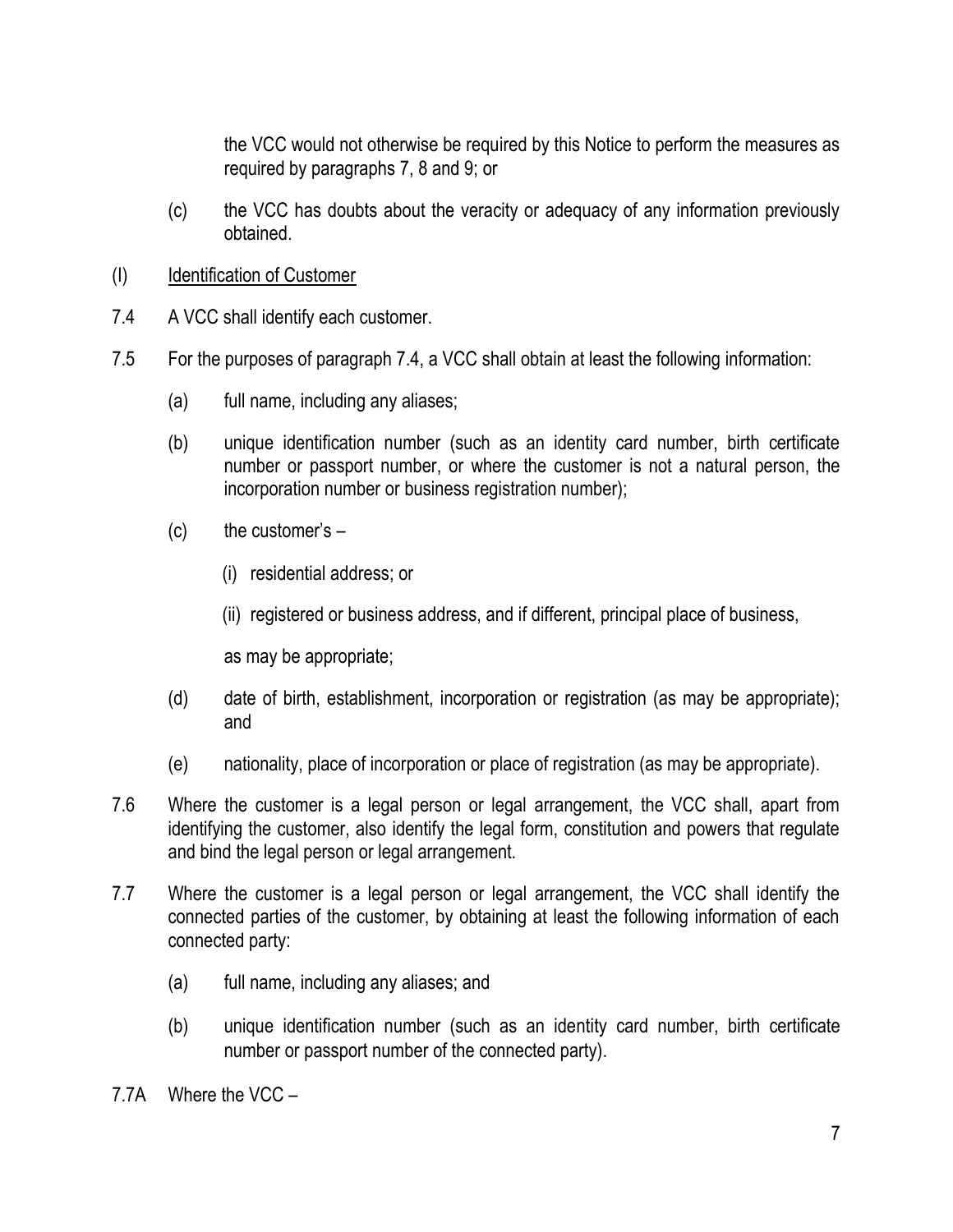the VCC would not otherwise be required by this Notice to perform the measures as required by paragraphs 7, 8 and 9; or

(c) the VCC has doubts about the veracity or adequacy of any information previously obtained.

(I) Identification of Customer

7.4 A VCC shall identify each customer.

7.5 For the purposes of paragraph 7.4, a VCC shall obtain at least the following information:

(a) full name, including any aliases;

(b) unique identification number (such as an identity card number, birth certificate number or passport number, or where the customer is not a natural person, the incorporation number or business registration number);

(c) the customer's –

(i) residential address; or

(ii) registered or business address, and if different, principal place of business,

as may be appropriate;

(d) date of birth, establishment, incorporation or registration (as may be appropriate); and

(e) nationality, place of incorporation or place of registration (as may be appropriate).

7.6 Where the customer is a legal person or legal arrangement, the VCC shall, apart from identifying the customer, also identify the legal form, constitution and powers that regulate and bind the legal person or legal arrangement.

7.7 Where the customer is a legal person or legal arrangement, the VCC shall identify the connected parties of the customer, by obtaining at least the following information of each connected party:

(a) full name, including any aliases; and

(b) unique identification number (such as an identity card number, birth certificate number or passport number of the connected party).

7.7A Where the VCC –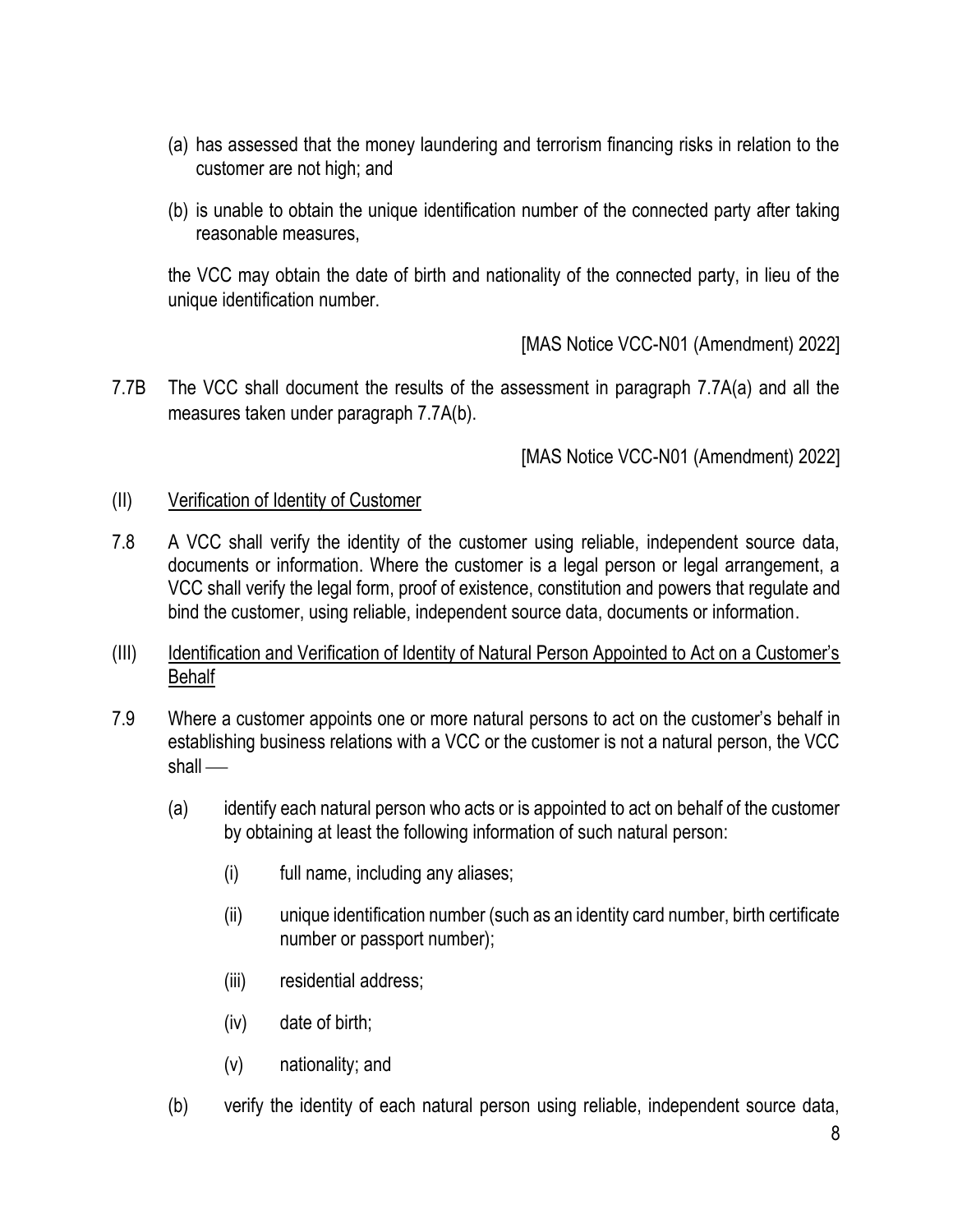(a) has assessed that the money laundering and terrorism financing risks in relation to the customer are not high; and

(b) is unable to obtain the unique identification number of the connected party after taking reasonable measures,

the VCC may obtain the date of birth and nationality of the connected party, in lieu of the unique identification number.

[MAS Notice VCC-N01 (Amendment) 2022]

7.7B The VCC shall document the results of the assessment in paragraph 7.7A(a) and all the measures taken under paragraph 7.7A(b).

[MAS Notice VCC-N01 (Amendment) 2022]

(II) <u>Verification of Identity of Customer</u>

7.8 A VCC shall verify the identity of the customer using reliable, independent source data, documents or information. Where the customer is a legal person or legal arrangement, a VCC shall verify the legal form, proof of existence, constitution and powers that regulate and bind the customer, using reliable, independent source data, documents or information.

(III) <u>Identification and Verification of Identity of Natural Person Appointed to Act on a Customer's Behalf</u>

7.9 Where a customer appoints one or more natural persons to act on the customer's behalf in establishing business relations with a VCC or the customer is not a natural person, the VCC shall —

(a) identify each natural person who acts or is appointed to act on behalf of the customer by obtaining at least the following information of such natural person:

(i) full name, including any aliases;

(ii) unique identification number (such as an identity card number, birth certificate number or passport number);

(iii) residential address;

(iv) date of birth;

(v) nationality; and

(b) verify the identity of each natural person using reliable, independent source data,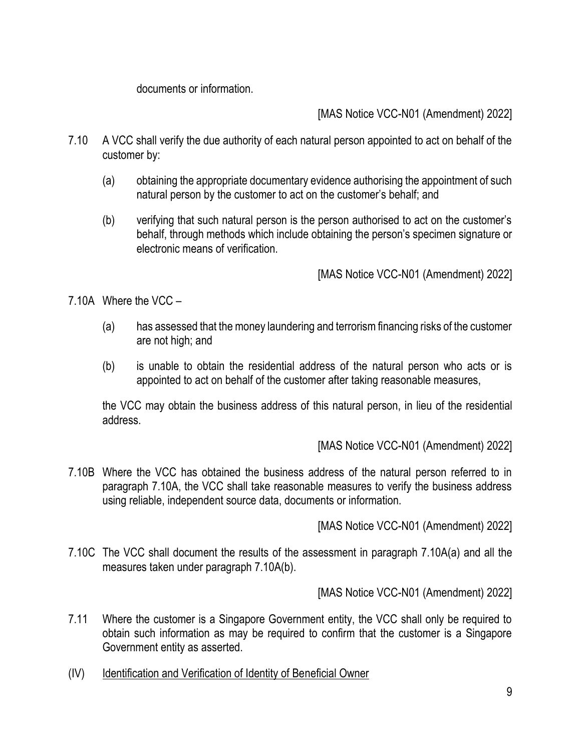documents or information.

[MAS Notice VCC-N01 (Amendment) 2022]

7.10 A VCC shall verify the due authority of each natural person appointed to act on behalf of the customer by:

(a) obtaining the appropriate documentary evidence authorising the appointment of such natural person by the customer to act on the customer's behalf; and

(b) verifying that such natural person is the person authorised to act on the customer's behalf, through methods which include obtaining the person's specimen signature or electronic means of verification.

[MAS Notice VCC-N01 (Amendment) 2022]

7.10A Where the VCC –

(a) has assessed that the money laundering and terrorism financing risks of the customer are not high; and

(b) is unable to obtain the residential address of the natural person who acts or is appointed to act on behalf of the customer after taking reasonable measures,

the VCC may obtain the business address of this natural person, in lieu of the residential address.

[MAS Notice VCC-N01 (Amendment) 2022]

7.10B Where the VCC has obtained the business address of the natural person referred to in paragraph 7.10A, the VCC shall take reasonable measures to verify the business address using reliable, independent source data, documents or information.

[MAS Notice VCC-N01 (Amendment) 2022]

7.10C The VCC shall document the results of the assessment in paragraph 7.10A(a) and all the measures taken under paragraph 7.10A(b).

[MAS Notice VCC-N01 (Amendment) 2022]

7.11 Where the customer is a Singapore Government entity, the VCC shall only be required to obtain such information as may be required to confirm that the customer is a Singapore Government entity as asserted.

(IV) <u>Identification and Verification of Identity of Beneficial Owner</u>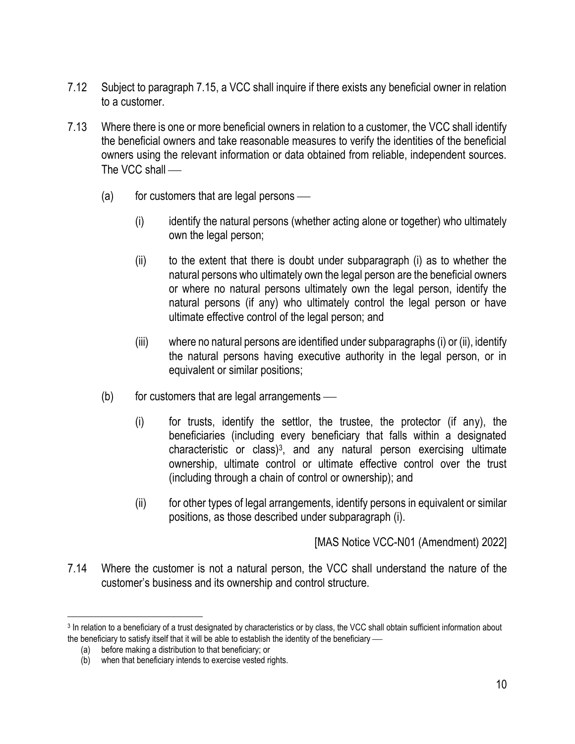7.12 Subject to paragraph 7.15, a VCC shall inquire if there exists any beneficial owner in relation to a customer.

7.13 Where there is one or more beneficial owners in relation to a customer, the VCC shall identify the beneficial owners and take reasonable measures to verify the identities of the beneficial owners using the relevant information or data obtained from reliable, independent sources. The VCC shall —

(a) for customers that are legal persons —

(i) identify the natural persons (whether acting alone or together) who ultimately own the legal person;

(ii) to the extent that there is doubt under subparagraph (i) as to whether the natural persons who ultimately own the legal person are the beneficial owners or where no natural persons ultimately own the legal person, identify the natural persons (if any) who ultimately control the legal person or have ultimate effective control of the legal person; and

(iii) where no natural persons are identified under subparagraphs (i) or (ii), identify the natural persons having executive authority in the legal person, or in equivalent or similar positions;

(b) for customers that are legal arrangements —

(i) for trusts, identify the settlor, the trustee, the protector (if any), the beneficiaries (including every beneficiary that falls within a designated characteristic or class)[3], and any natural person exercising ultimate ownership, ultimate control or ultimate effective control over the trust (including through a chain of control or ownership); and

(ii) for other types of legal arrangements, identify persons in equivalent or similar positions, as those described under subparagraph (i).

[MAS Notice VCC-N01 (Amendment) 2022]

7.14 Where the customer is not a natural person, the VCC shall understand the nature of the customer's business and its ownership and control structure.

---

[3] In relation to a beneficiary of a trust designated by characteristics or by class, the VCC shall obtain sufficient information about the beneficiary to satisfy itself that it will be able to establish the identity of the beneficiary —

(a) before making a distribution to that beneficiary; or

(b) when that beneficiary intends to exercise vested rights.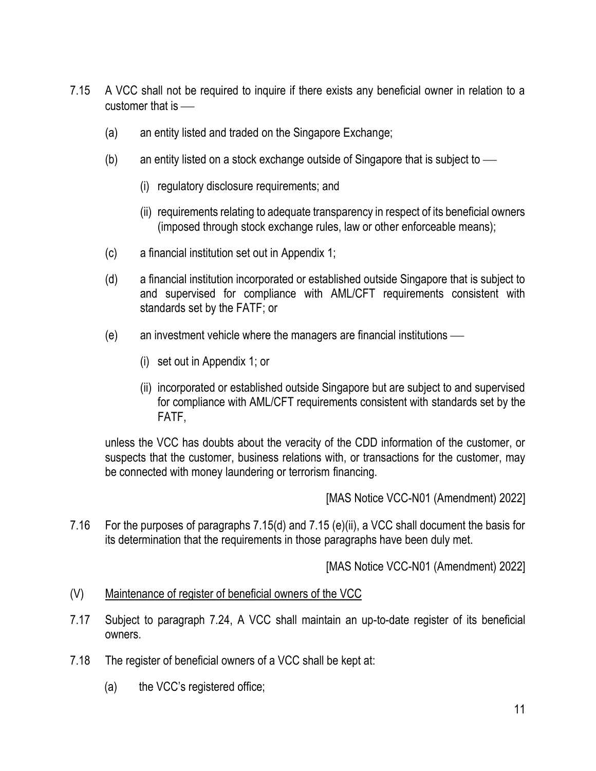7.15 A VCC shall not be required to inquire if there exists any beneficial owner in relation to a customer that is —

(a) an entity listed and traded on the Singapore Exchange;

(b) an entity listed on a stock exchange outside of Singapore that is subject to —

(i) regulatory disclosure requirements; and

(ii) requirements relating to adequate transparency in respect of its beneficial owners (imposed through stock exchange rules, law or other enforceable means);

(c) a financial institution set out in Appendix 1;

(d) a financial institution incorporated or established outside Singapore that is subject to and supervised for compliance with AML/CFT requirements consistent with standards set by the FATF; or

(e) an investment vehicle where the managers are financial institutions —

(i) set out in Appendix 1; or

(ii) incorporated or established outside Singapore but are subject to and supervised for compliance with AML/CFT requirements consistent with standards set by the FATF,

unless the VCC has doubts about the veracity of the CDD information of the customer, or suspects that the customer, business relations with, or transactions for the customer, may be connected with money laundering or terrorism financing.

[MAS Notice VCC-N01 (Amendment) 2022]

7.16 For the purposes of paragraphs 7.15(d) and 7.15 (e)(ii), a VCC shall document the basis for its determination that the requirements in those paragraphs have been duly met.

[MAS Notice VCC-N01 (Amendment) 2022]

(V) <u>Maintenance of register of beneficial owners of the VCC</u>

7.17 Subject to paragraph 7.24, A VCC shall maintain an up-to-date register of its beneficial owners.

7.18 The register of beneficial owners of a VCC shall be kept at:

(a) the VCC's registered office;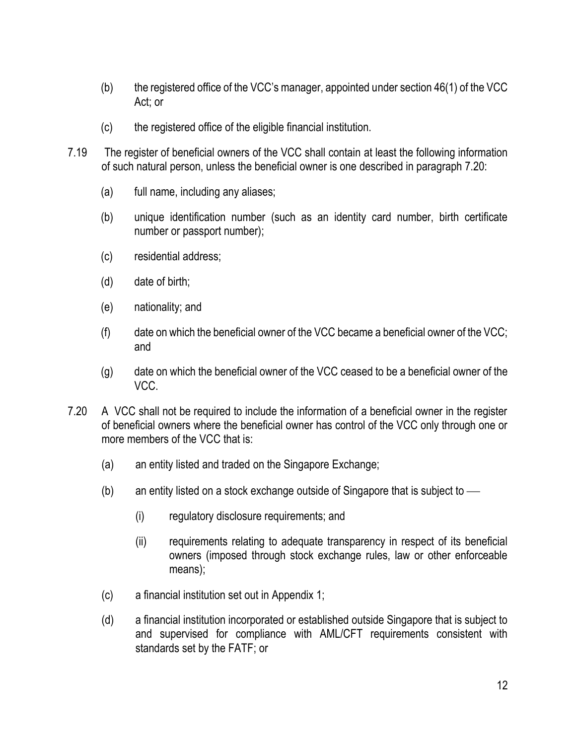(b) the registered office of the VCC's manager, appointed under section 46(1) of the VCC Act; or

(c) the registered office of the eligible financial institution.

7.19 The register of beneficial owners of the VCC shall contain at least the following information of such natural person, unless the beneficial owner is one described in paragraph 7.20:

(a) full name, including any aliases;

(b) unique identification number (such as an identity card number, birth certificate number or passport number);

(c) residential address;

(d) date of birth;

(e) nationality; and

(f) date on which the beneficial owner of the VCC became a beneficial owner of the VCC; and

(g) date on which the beneficial owner of the VCC ceased to be a beneficial owner of the VCC.

7.20 A VCC shall not be required to include the information of a beneficial owner in the register of beneficial owners where the beneficial owner has control of the VCC only through one or more members of the VCC that is:

(a) an entity listed and traded on the Singapore Exchange;

(b) an entity listed on a stock exchange outside of Singapore that is subject to —

(i) regulatory disclosure requirements; and

(ii) requirements relating to adequate transparency in respect of its beneficial owners (imposed through stock exchange rules, law or other enforceable means);

(c) a financial institution set out in Appendix 1;

(d) a financial institution incorporated or established outside Singapore that is subject to and supervised for compliance with AML/CFT requirements consistent with standards set by the FATF; or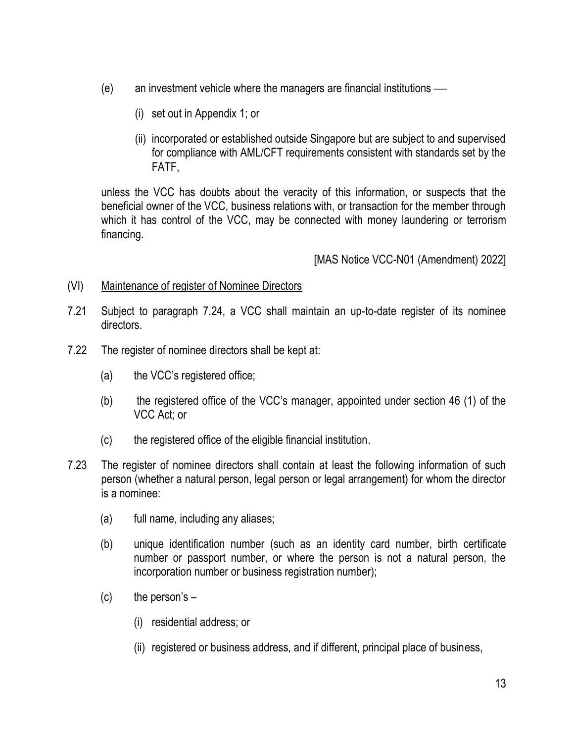(e) an investment vehicle where the managers are financial institutions —

(i) set out in Appendix 1; or

(ii) incorporated or established outside Singapore but are subject to and supervised for compliance with AML/CFT requirements consistent with standards set by the FATF,

unless the VCC has doubts about the veracity of this information, or suspects that the beneficial owner of the VCC, business relations with, or transaction for the member through which it has control of the VCC, may be connected with money laundering or terrorism financing.

[MAS Notice VCC-N01 (Amendment) 2022]

(VI) Maintenance of register of Nominee Directors

7.21 Subject to paragraph 7.24, a VCC shall maintain an up-to-date register of its nominee directors.

7.22 The register of nominee directors shall be kept at:

(a) the VCC's registered office;

(b) the registered office of the VCC's manager, appointed under section 46 (1) of the VCC Act; or

(c) the registered office of the eligible financial institution.

7.23 The register of nominee directors shall contain at least the following information of such person (whether a natural person, legal person or legal arrangement) for whom the director is a nominee:

(a) full name, including any aliases;

(b) unique identification number (such as an identity card number, birth certificate number or passport number, or where the person is not a natural person, the incorporation number or business registration number);

(c) the person's –

(i) residential address; or

(ii) registered or business address, and if different, principal place of business,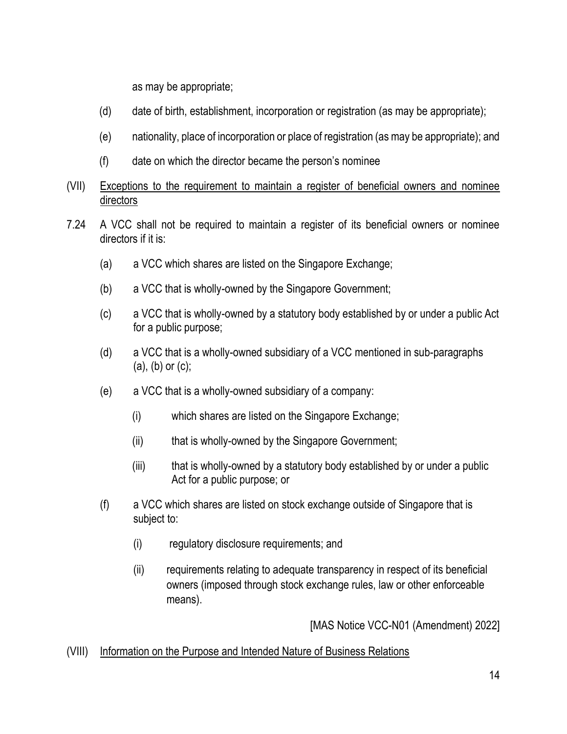as may be appropriate;

(d) date of birth, establishment, incorporation or registration (as may be appropriate);

(e) nationality, place of incorporation or place of registration (as may be appropriate); and

(f) date on which the director became the person's nominee

(VII) <u>Exceptions to the requirement to maintain a register of beneficial owners and nominee directors</u>

7.24 A VCC shall not be required to maintain a register of its beneficial owners or nominee directors if it is:

(a) a VCC which shares are listed on the Singapore Exchange;

(b) a VCC that is wholly-owned by the Singapore Government;

(c) a VCC that is wholly-owned by a statutory body established by or under a public Act for a public purpose;

(d) a VCC that is a wholly-owned subsidiary of a VCC mentioned in sub-paragraphs (a), (b) or (c);

(e) a VCC that is a wholly-owned subsidiary of a company:

(i) which shares are listed on the Singapore Exchange;

(ii) that is wholly-owned by the Singapore Government;

(iii) that is wholly-owned by a statutory body established by or under a public Act for a public purpose; or

(f) a VCC which shares are listed on stock exchange outside of Singapore that is subject to:

(i) regulatory disclosure requirements; and

(ii) requirements relating to adequate transparency in respect of its beneficial owners (imposed through stock exchange rules, law or other enforceable means).

[MAS Notice VCC-N01 (Amendment) 2022]

(VIII) <u>Information on the Purpose and Intended Nature of Business Relations</u>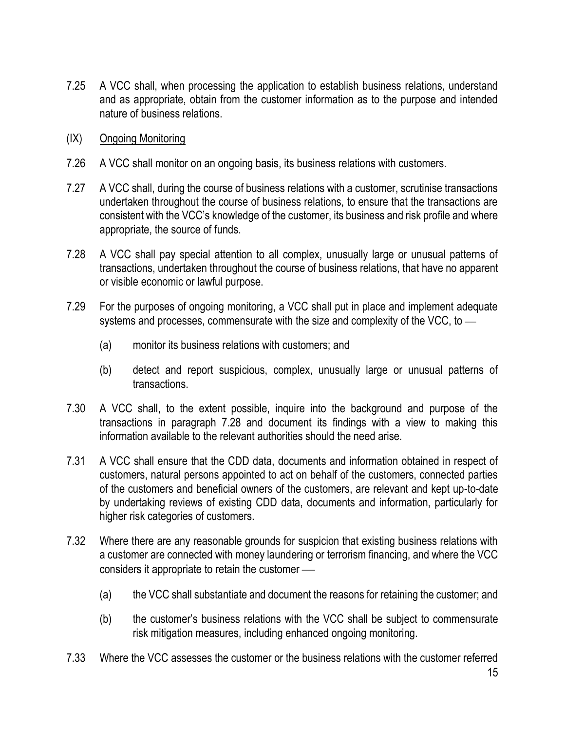7.25 A VCC shall, when processing the application to establish business relations, understand and as appropriate, obtain from the customer information as to the purpose and intended nature of business relations.

(IX) Ongoing Monitoring

7.26 A VCC shall monitor on an ongoing basis, its business relations with customers.

7.27 A VCC shall, during the course of business relations with a customer, scrutinise transactions undertaken throughout the course of business relations, to ensure that the transactions are consistent with the VCC's knowledge of the customer, its business and risk profile and where appropriate, the source of funds.

7.28 A VCC shall pay special attention to all complex, unusually large or unusual patterns of transactions, undertaken throughout the course of business relations, that have no apparent or visible economic or lawful purpose.

7.29 For the purposes of ongoing monitoring, a VCC shall put in place and implement adequate systems and processes, commensurate with the size and complexity of the VCC, to —

(a) monitor its business relations with customers; and

(b) detect and report suspicious, complex, unusually large or unusual patterns of transactions.

7.30 A VCC shall, to the extent possible, inquire into the background and purpose of the transactions in paragraph 7.28 and document its findings with a view to making this information available to the relevant authorities should the need arise.

7.31 A VCC shall ensure that the CDD data, documents and information obtained in respect of customers, natural persons appointed to act on behalf of the customers, connected parties of the customers and beneficial owners of the customers, are relevant and kept up-to-date by undertaking reviews of existing CDD data, documents and information, particularly for higher risk categories of customers.

7.32 Where there are any reasonable grounds for suspicion that existing business relations with a customer are connected with money laundering or terrorism financing, and where the VCC considers it appropriate to retain the customer —

(a) the VCC shall substantiate and document the reasons for retaining the customer; and

(b) the customer's business relations with the VCC shall be subject to commensurate risk mitigation measures, including enhanced ongoing monitoring.

7.33 Where the VCC assesses the customer or the business relations with the customer referred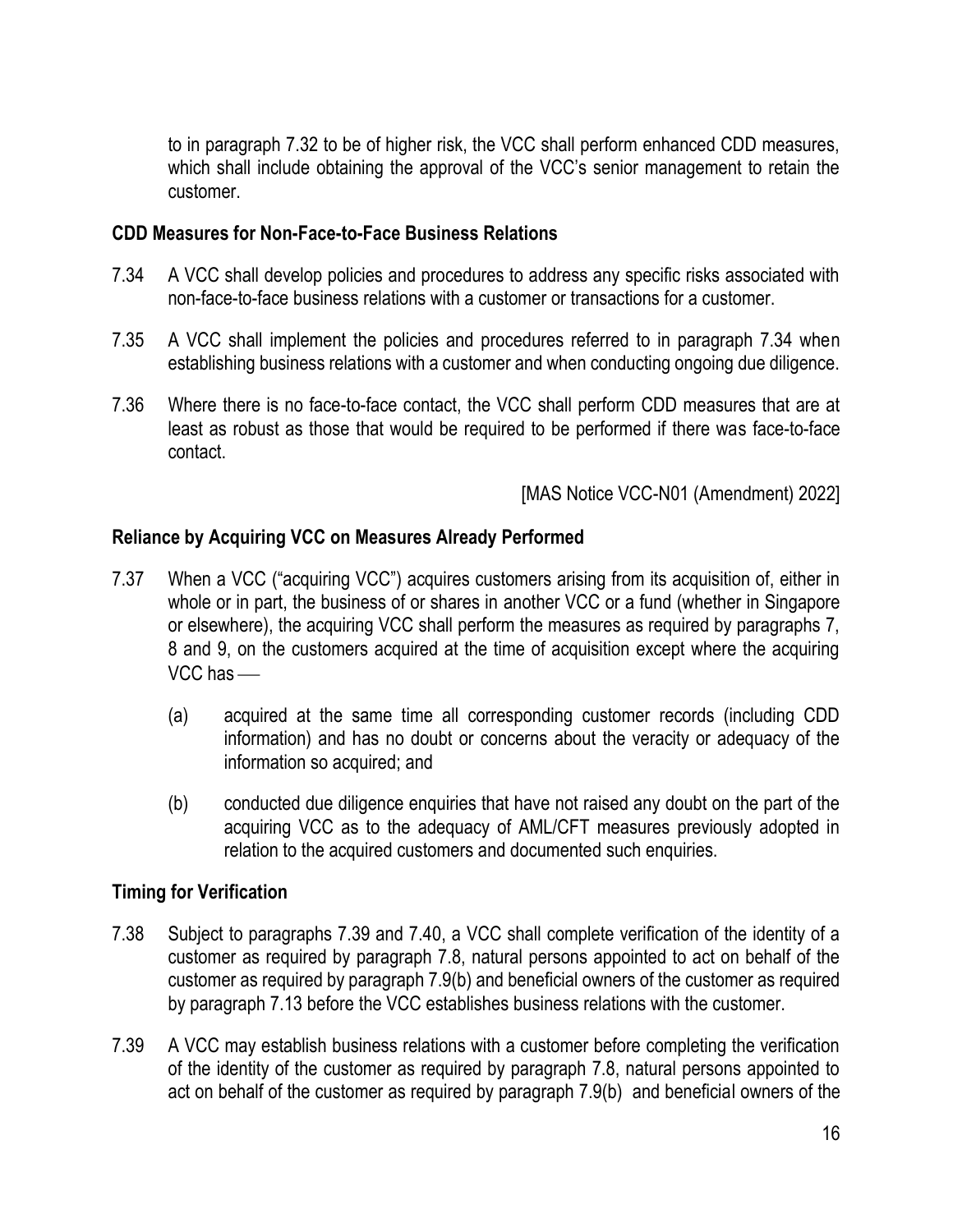to in paragraph 7.32 to be of higher risk, the VCC shall perform enhanced CDD measures, which shall include obtaining the approval of the VCC's senior management to retain the customer.

**CDD Measures for Non-Face-to-Face Business Relations**

7.34 A VCC shall develop policies and procedures to address any specific risks associated with non-face-to-face business relations with a customer or transactions for a customer.

7.35 A VCC shall implement the policies and procedures referred to in paragraph 7.34 when establishing business relations with a customer and when conducting ongoing due diligence.

7.36 Where there is no face-to-face contact, the VCC shall perform CDD measures that are at least as robust as those that would be required to be performed if there was face-to-face contact.

[MAS Notice VCC-N01 (Amendment) 2022]

**Reliance by Acquiring VCC on Measures Already Performed**

7.37 When a VCC ("acquiring VCC") acquires customers arising from its acquisition of, either in whole or in part, the business of or shares in another VCC or a fund (whether in Singapore or elsewhere), the acquiring VCC shall perform the measures as required by paragraphs 7, 8 and 9, on the customers acquired at the time of acquisition except where the acquiring VCC has —

(a) acquired at the same time all corresponding customer records (including CDD information) and has no doubt or concerns about the veracity or adequacy of the information so acquired; and

(b) conducted due diligence enquiries that have not raised any doubt on the part of the acquiring VCC as to the adequacy of AML/CFT measures previously adopted in relation to the acquired customers and documented such enquiries.

**Timing for Verification**

7.38 Subject to paragraphs 7.39 and 7.40, a VCC shall complete verification of the identity of a customer as required by paragraph 7.8, natural persons appointed to act on behalf of the customer as required by paragraph 7.9(b) and beneficial owners of the customer as required by paragraph 7.13 before the VCC establishes business relations with the customer.

7.39 A VCC may establish business relations with a customer before completing the verification of the identity of the customer as required by paragraph 7.8, natural persons appointed to act on behalf of the customer as required by paragraph 7.9(b) and beneficial owners of the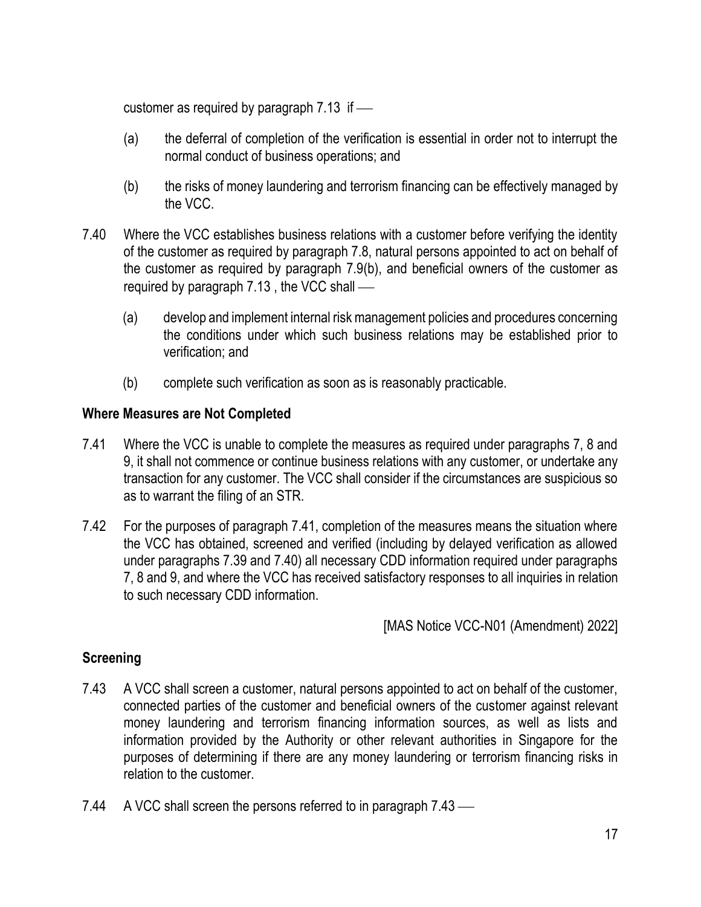customer as required by paragraph 7.13 if —

(a) the deferral of completion of the verification is essential in order not to interrupt the normal conduct of business operations; and

(b) the risks of money laundering and terrorism financing can be effectively managed by the VCC.

7.40 Where the VCC establishes business relations with a customer before verifying the identity of the customer as required by paragraph 7.8, natural persons appointed to act on behalf of the customer as required by paragraph 7.9(b), and beneficial owners of the customer as required by paragraph 7.13 , the VCC shall —

(a) develop and implement internal risk management policies and procedures concerning the conditions under which such business relations may be established prior to verification; and

(b) complete such verification as soon as is reasonably practicable.

### Where Measures are Not Completed

7.41 Where the VCC is unable to complete the measures as required under paragraphs 7, 8 and 9, it shall not commence or continue business relations with any customer, or undertake any transaction for any customer. The VCC shall consider if the circumstances are suspicious so as to warrant the filing of an STR.

7.42 For the purposes of paragraph 7.41, completion of the measures means the situation where the VCC has obtained, screened and verified (including by delayed verification as allowed under paragraphs 7.39 and 7.40) all necessary CDD information required under paragraphs 7, 8 and 9, and where the VCC has received satisfactory responses to all inquiries in relation to such necessary CDD information.

[MAS Notice VCC-N01 (Amendment) 2022]

### Screening

7.43 A VCC shall screen a customer, natural persons appointed to act on behalf of the customer, connected parties of the customer and beneficial owners of the customer against relevant money laundering and terrorism financing information sources, as well as lists and information provided by the Authority or other relevant authorities in Singapore for the purposes of determining if there are any money laundering or terrorism financing risks in relation to the customer.

7.44 A VCC shall screen the persons referred to in paragraph 7.43 —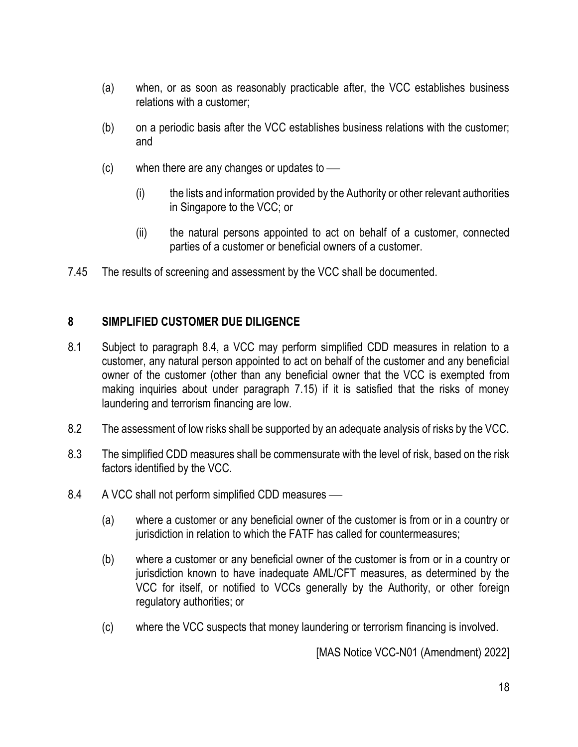(a) when, or as soon as reasonably practicable after, the VCC establishes business relations with a customer;

(b) on a periodic basis after the VCC establishes business relations with the customer; and

(c) when there are any changes or updates to —

(i) the lists and information provided by the Authority or other relevant authorities in Singapore to the VCC; or

(ii) the natural persons appointed to act on behalf of a customer, connected parties of a customer or beneficial owners of a customer.

7.45 The results of screening and assessment by the VCC shall be documented.

## 8 SIMPLIFIED CUSTOMER DUE DILIGENCE

8.1 Subject to paragraph 8.4, a VCC may perform simplified CDD measures in relation to a customer, any natural person appointed to act on behalf of the customer and any beneficial owner of the customer (other than any beneficial owner that the VCC is exempted from making inquiries about under paragraph 7.15) if it is satisfied that the risks of money laundering and terrorism financing are low.

8.2 The assessment of low risks shall be supported by an adequate analysis of risks by the VCC.

8.3 The simplified CDD measures shall be commensurate with the level of risk, based on the risk factors identified by the VCC.

8.4 A VCC shall not perform simplified CDD measures —

(a) where a customer or any beneficial owner of the customer is from or in a country or jurisdiction in relation to which the FATF has called for countermeasures;

(b) where a customer or any beneficial owner of the customer is from or in a country or jurisdiction known to have inadequate AML/CFT measures, as determined by the VCC for itself, or notified to VCCs generally by the Authority, or other foreign regulatory authorities; or

(c) where the VCC suspects that money laundering or terrorism financing is involved.

[MAS Notice VCC-N01 (Amendment) 2022]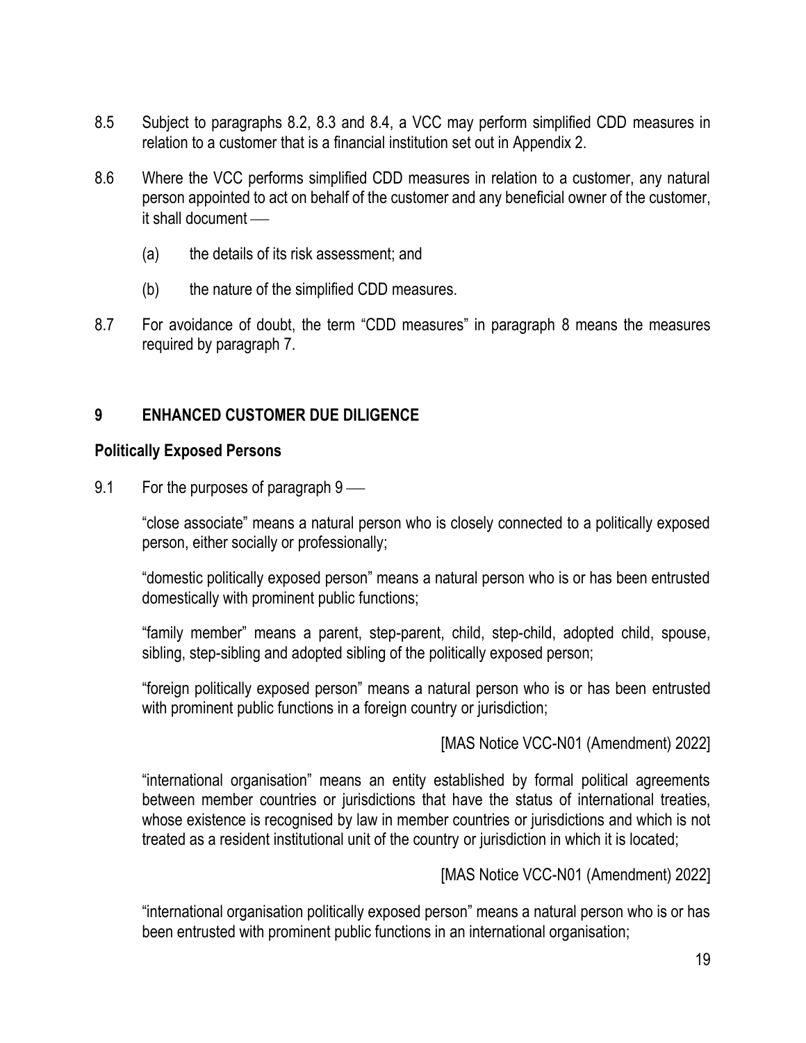8.5 Subject to paragraphs 8.2, 8.3 and 8.4, a VCC may perform simplified CDD measures in relation to a customer that is a financial institution set out in Appendix 2.

8.6 Where the VCC performs simplified CDD measures in relation to a customer, any natural person appointed to act on behalf of the customer and any beneficial owner of the customer, it shall document —

(a) the details of its risk assessment; and

(b) the nature of the simplified CDD measures.

8.7 For avoidance of doubt, the term "CDD measures" in paragraph 8 means the measures required by paragraph 7.

## 9 ENHANCED CUSTOMER DUE DILIGENCE

### Politically Exposed Persons

9.1 For the purposes of paragraph 9 —

"close associate" means a natural person who is closely connected to a politically exposed person, either socially or professionally;

"domestic politically exposed person" means a natural person who is or has been entrusted domestically with prominent public functions;

"family member" means a parent, step-parent, child, step-child, adopted child, spouse, sibling, step-sibling and adopted sibling of the politically exposed person;

"foreign politically exposed person" means a natural person who is or has been entrusted with prominent public functions in a foreign country or jurisdiction;

[MAS Notice VCC-N01 (Amendment) 2022]

"international organisation" means an entity established by formal political agreements between member countries or jurisdictions that have the status of international treaties, whose existence is recognised by law in member countries or jurisdictions and which is not treated as a resident institutional unit of the country or jurisdiction in which it is located;

[MAS Notice VCC-N01 (Amendment) 2022]

"international organisation politically exposed person" means a natural person who is or has been entrusted with prominent public functions in an international organisation;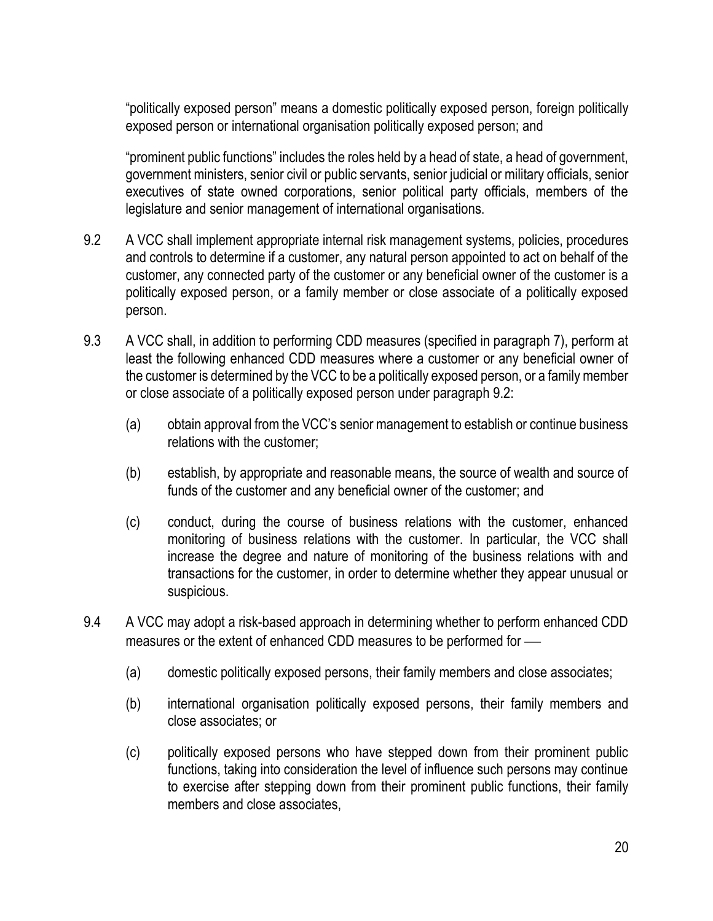"politically exposed person" means a domestic politically exposed person, foreign politically exposed person or international organisation politically exposed person; and

"prominent public functions" includes the roles held by a head of state, a head of government, government ministers, senior civil or public servants, senior judicial or military officials, senior executives of state owned corporations, senior political party officials, members of the legislature and senior management of international organisations.

9.2 A VCC shall implement appropriate internal risk management systems, policies, procedures and controls to determine if a customer, any natural person appointed to act on behalf of the customer, any connected party of the customer or any beneficial owner of the customer is a politically exposed person, or a family member or close associate of a politically exposed person.

9.3 A VCC shall, in addition to performing CDD measures (specified in paragraph 7), perform at least the following enhanced CDD measures where a customer or any beneficial owner of the customer is determined by the VCC to be a politically exposed person, or a family member or close associate of a politically exposed person under paragraph 9.2:

(a) obtain approval from the VCC's senior management to establish or continue business relations with the customer;

(b) establish, by appropriate and reasonable means, the source of wealth and source of funds of the customer and any beneficial owner of the customer; and

(c) conduct, during the course of business relations with the customer, enhanced monitoring of business relations with the customer. In particular, the VCC shall increase the degree and nature of monitoring of the business relations with and transactions for the customer, in order to determine whether they appear unusual or suspicious.

9.4 A VCC may adopt a risk-based approach in determining whether to perform enhanced CDD measures or the extent of enhanced CDD measures to be performed for ––

(a) domestic politically exposed persons, their family members and close associates;

(b) international organisation politically exposed persons, their family members and close associates; or

(c) politically exposed persons who have stepped down from their prominent public functions, taking into consideration the level of influence such persons may continue to exercise after stepping down from their prominent public functions, their family members and close associates,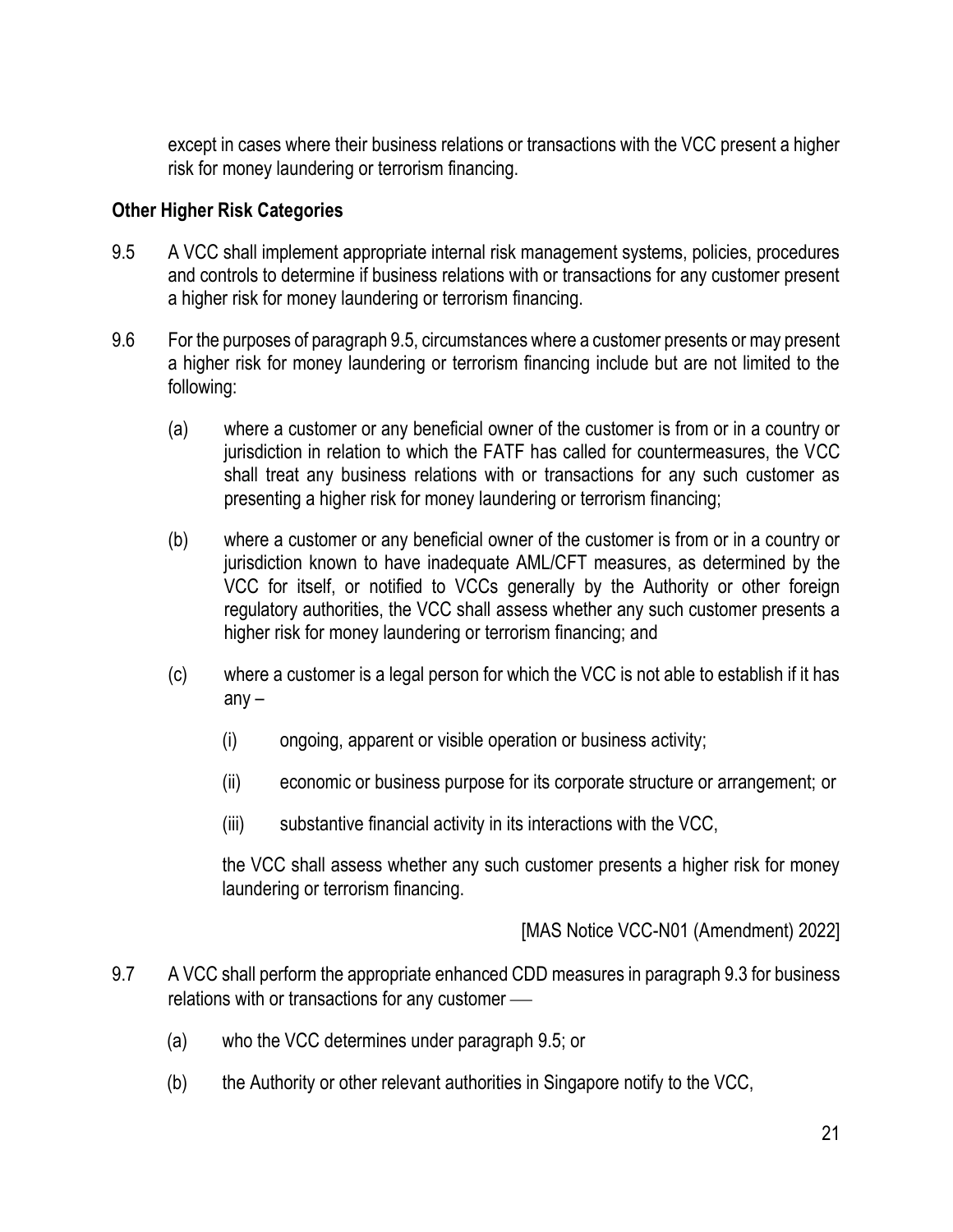except in cases where their business relations or transactions with the VCC present a higher risk for money laundering or terrorism financing.

**Other Higher Risk Categories**

9.5 A VCC shall implement appropriate internal risk management systems, policies, procedures and controls to determine if business relations with or transactions for any customer present a higher risk for money laundering or terrorism financing.

9.6 For the purposes of paragraph 9.5, circumstances where a customer presents or may present a higher risk for money laundering or terrorism financing include but are not limited to the following:

(a) where a customer or any beneficial owner of the customer is from or in a country or jurisdiction in relation to which the FATF has called for countermeasures, the VCC shall treat any business relations with or transactions for any such customer as presenting a higher risk for money laundering or terrorism financing;

(b) where a customer or any beneficial owner of the customer is from or in a country or jurisdiction known to have inadequate AML/CFT measures, as determined by the VCC for itself, or notified to VCCs generally by the Authority or other foreign regulatory authorities, the VCC shall assess whether any such customer presents a higher risk for money laundering or terrorism financing; and

(c) where a customer is a legal person for which the VCC is not able to establish if it has any –

(i) ongoing, apparent or visible operation or business activity;

(ii) economic or business purpose for its corporate structure or arrangement; or

(iii) substantive financial activity in its interactions with the VCC,

the VCC shall assess whether any such customer presents a higher risk for money laundering or terrorism financing.

[MAS Notice VCC-N01 (Amendment) 2022]

9.7 A VCC shall perform the appropriate enhanced CDD measures in paragraph 9.3 for business relations with or transactions for any customer —

(a) who the VCC determines under paragraph 9.5; or

(b) the Authority or other relevant authorities in Singapore notify to the VCC,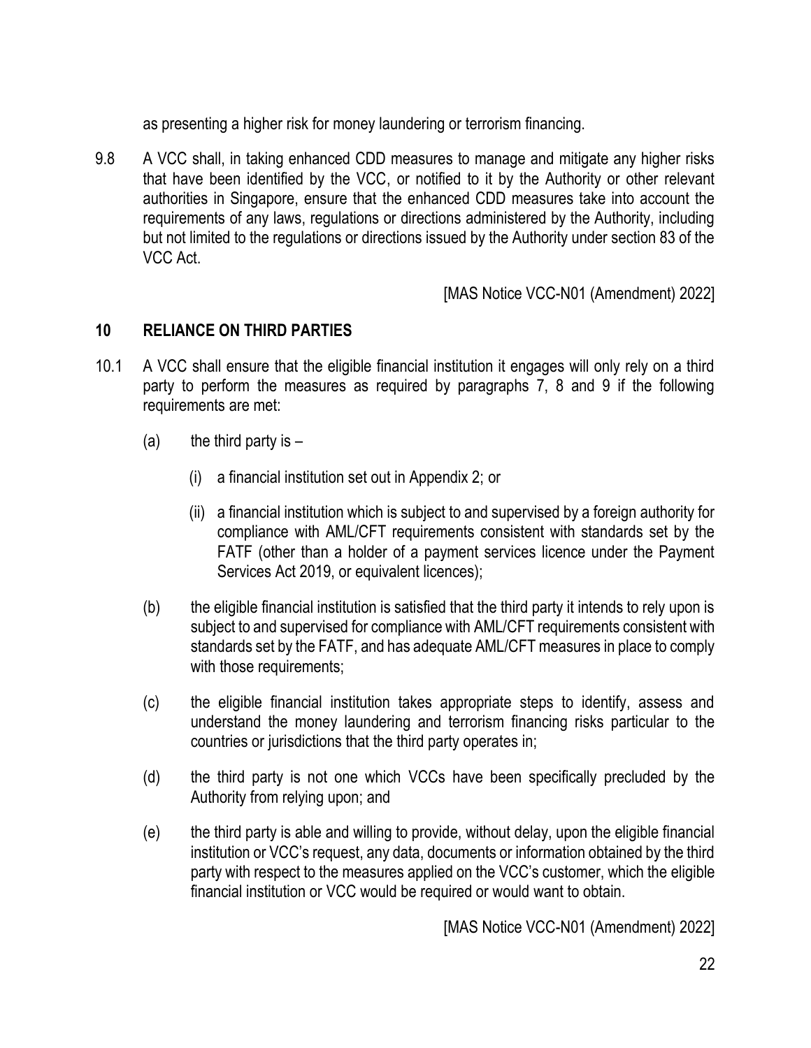as presenting a higher risk for money laundering or terrorism financing.

9.8 A VCC shall, in taking enhanced CDD measures to manage and mitigate any higher risks that have been identified by the VCC, or notified to it by the Authority or other relevant authorities in Singapore, ensure that the enhanced CDD measures take into account the requirements of any laws, regulations or directions administered by the Authority, including but not limited to the regulations or directions issued by the Authority under section 83 of the VCC Act.

[MAS Notice VCC-N01 (Amendment) 2022]

## 10 RELIANCE ON THIRD PARTIES

10.1 A VCC shall ensure that the eligible financial institution it engages will only rely on a third party to perform the measures as required by paragraphs 7, 8 and 9 if the following requirements are met:

(a) the third party is –

(i) a financial institution set out in Appendix 2; or

(ii) a financial institution which is subject to and supervised by a foreign authority for compliance with AML/CFT requirements consistent with standards set by the FATF (other than a holder of a payment services licence under the Payment Services Act 2019, or equivalent licences);

(b) the eligible financial institution is satisfied that the third party it intends to rely upon is subject to and supervised for compliance with AML/CFT requirements consistent with standards set by the FATF, and has adequate AML/CFT measures in place to comply with those requirements;

(c) the eligible financial institution takes appropriate steps to identify, assess and understand the money laundering and terrorism financing risks particular to the countries or jurisdictions that the third party operates in;

(d) the third party is not one which VCCs have been specifically precluded by the Authority from relying upon; and

(e) the third party is able and willing to provide, without delay, upon the eligible financial institution or VCC's request, any data, documents or information obtained by the third party with respect to the measures applied on the VCC's customer, which the eligible financial institution or VCC would be required or would want to obtain.

[MAS Notice VCC-N01 (Amendment) 2022]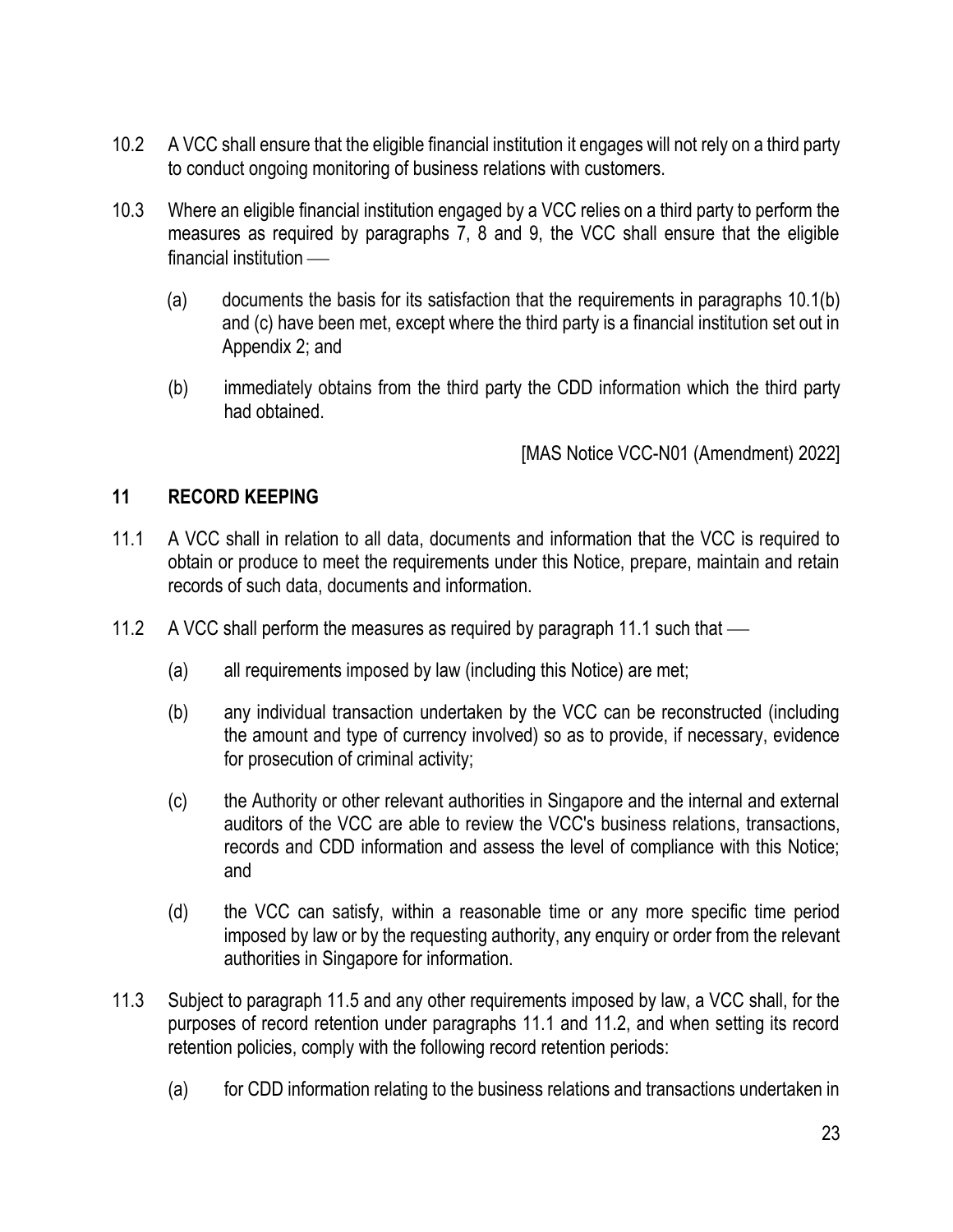10.2 A VCC shall ensure that the eligible financial institution it engages will not rely on a third party to conduct ongoing monitoring of business relations with customers.

10.3 Where an eligible financial institution engaged by a VCC relies on a third party to perform the measures as required by paragraphs 7, 8 and 9, the VCC shall ensure that the eligible financial institution —

(a) documents the basis for its satisfaction that the requirements in paragraphs 10.1(b) and (c) have been met, except where the third party is a financial institution set out in Appendix 2; and

(b) immediately obtains from the third party the CDD information which the third party had obtained.

[MAS Notice VCC-N01 (Amendment) 2022]

## 11 RECORD KEEPING

11.1 A VCC shall in relation to all data, documents and information that the VCC is required to obtain or produce to meet the requirements under this Notice, prepare, maintain and retain records of such data, documents and information.

11.2 A VCC shall perform the measures as required by paragraph 11.1 such that —

(a) all requirements imposed by law (including this Notice) are met;

(b) any individual transaction undertaken by the VCC can be reconstructed (including the amount and type of currency involved) so as to provide, if necessary, evidence for prosecution of criminal activity;

(c) the Authority or other relevant authorities in Singapore and the internal and external auditors of the VCC are able to review the VCC's business relations, transactions, records and CDD information and assess the level of compliance with this Notice; and

(d) the VCC can satisfy, within a reasonable time or any more specific time period imposed by law or by the requesting authority, any enquiry or order from the relevant authorities in Singapore for information.

11.3 Subject to paragraph 11.5 and any other requirements imposed by law, a VCC shall, for the purposes of record retention under paragraphs 11.1 and 11.2, and when setting its record retention policies, comply with the following record retention periods:

(a) for CDD information relating to the business relations and transactions undertaken in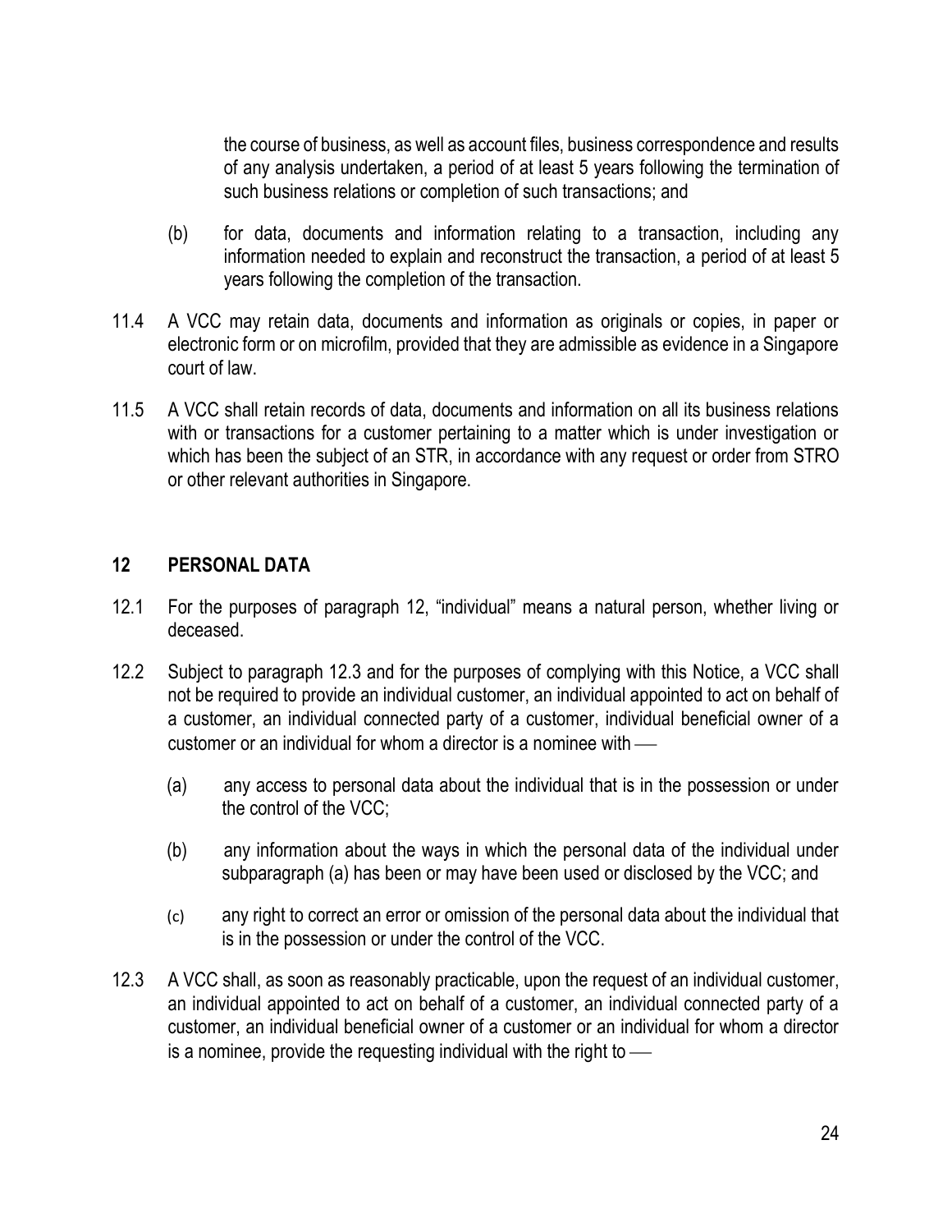the course of business, as well as account files, business correspondence and results of any analysis undertaken, a period of at least 5 years following the termination of such business relations or completion of such transactions; and

(b) for data, documents and information relating to a transaction, including any information needed to explain and reconstruct the transaction, a period of at least 5 years following the completion of the transaction.

11.4 A VCC may retain data, documents and information as originals or copies, in paper or electronic form or on microfilm, provided that they are admissible as evidence in a Singapore court of law.

11.5 A VCC shall retain records of data, documents and information on all its business relations with or transactions for a customer pertaining to a matter which is under investigation or which has been the subject of an STR, in accordance with any request or order from STRO or other relevant authorities in Singapore.

## 12 PERSONAL DATA

12.1 For the purposes of paragraph 12, “individual” means a natural person, whether living or deceased.

12.2 Subject to paragraph 12.3 and for the purposes of complying with this Notice, a VCC shall not be required to provide an individual customer, an individual appointed to act on behalf of a customer, an individual connected party of a customer, individual beneficial owner of a customer or an individual for whom a director is a nominee with ––

(a) any access to personal data about the individual that is in the possession or under the control of the VCC;

(b) any information about the ways in which the personal data of the individual under subparagraph (a) has been or may have been used or disclosed by the VCC; and

(c) any right to correct an error or omission of the personal data about the individual that is in the possession or under the control of the VCC.

12.3 A VCC shall, as soon as reasonably practicable, upon the request of an individual customer, an individual appointed to act on behalf of a customer, an individual connected party of a customer, an individual beneficial owner of a customer or an individual for whom a director is a nominee, provide the requesting individual with the right to ––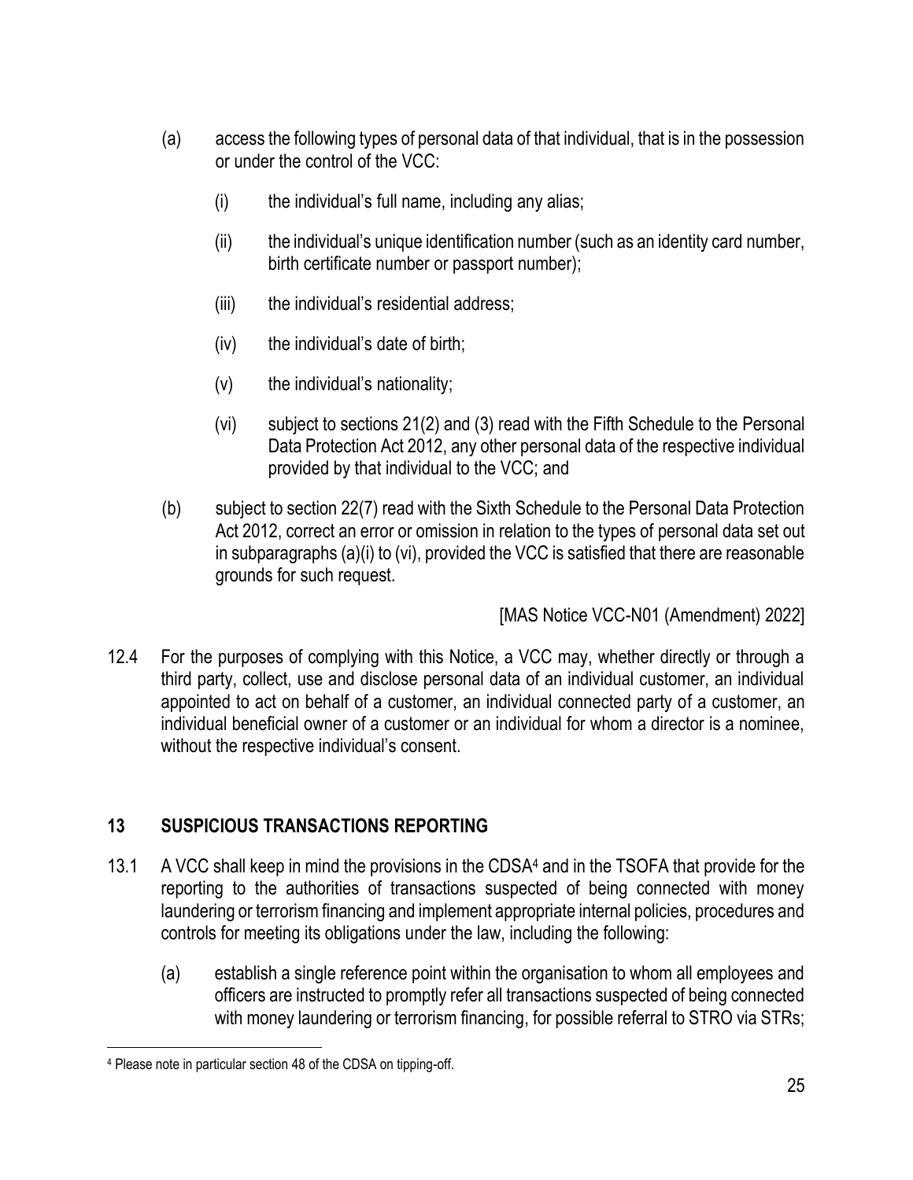(a) access the following types of personal data of that individual, that is in the possession or under the control of the VCC:

   (i) the individual's full name, including any alias;

   (ii) the individual's unique identification number (such as an identity card number, birth certificate number or passport number);

   (iii) the individual's residential address;

   (iv) the individual's date of birth;

   (v) the individual's nationality;

   (vi) subject to sections 21(2) and (3) read with the Fifth Schedule to the Personal Data Protection Act 2012, any other personal data of the respective individual provided by that individual to the VCC; and

(b) subject to section 22(7) read with the Sixth Schedule to the Personal Data Protection Act 2012, correct an error or omission in relation to the types of personal data set out in subparagraphs (a)(i) to (vi), provided the VCC is satisfied that there are reasonable grounds for such request.

[MAS Notice VCC-N01 (Amendment) 2022]

12.4 For the purposes of complying with this Notice, a VCC may, whether directly or through a third party, collect, use and disclose personal data of an individual customer, an individual appointed to act on behalf of a customer, an individual connected party of a customer, an individual beneficial owner of a customer or an individual for whom a director is a nominee, without the respective individual's consent.

## 13 SUSPICIOUS TRANSACTIONS REPORTING

13.1 A VCC shall keep in mind the provisions in the CDSA[4] and in the TSOFA that provide for the reporting to the authorities of transactions suspected of being connected with money laundering or terrorism financing and implement appropriate internal policies, procedures and controls for meeting its obligations under the law, including the following:

(a) establish a single reference point within the organisation to whom all employees and officers are instructed to promptly refer all transactions suspected of being connected with money laundering or terrorism financing, for possible referral to STRO via STRs;

---

[4] Please note in particular section 48 of the CDSA on tipping-off.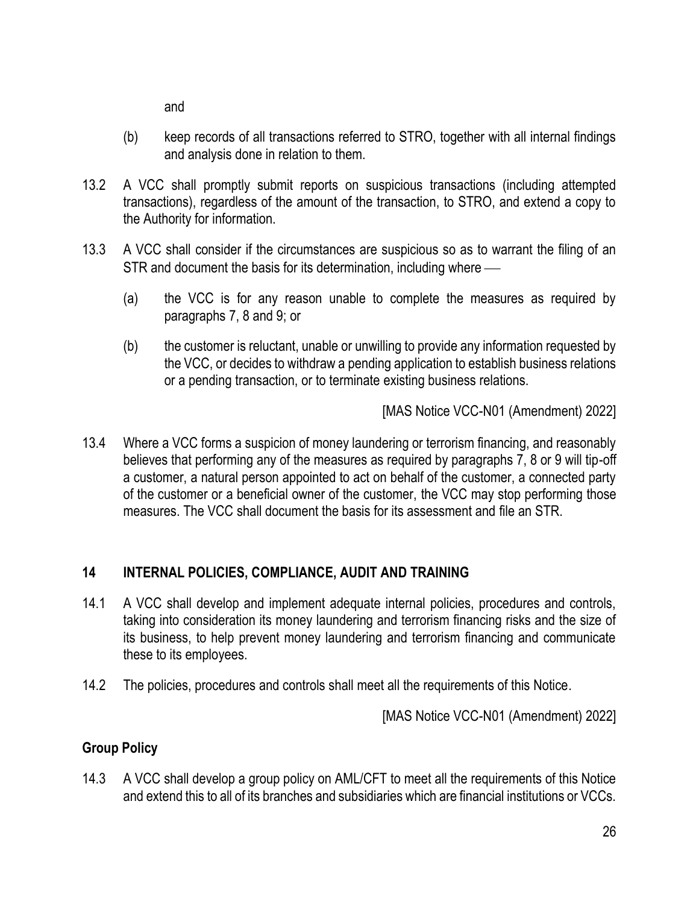and

(b) keep records of all transactions referred to STRO, together with all internal findings and analysis done in relation to them.

13.2 A VCC shall promptly submit reports on suspicious transactions (including attempted transactions), regardless of the amount of the transaction, to STRO, and extend a copy to the Authority for information.

13.3 A VCC shall consider if the circumstances are suspicious so as to warrant the filing of an STR and document the basis for its determination, including where —

(a) the VCC is for any reason unable to complete the measures as required by paragraphs 7, 8 and 9; or

(b) the customer is reluctant, unable or unwilling to provide any information requested by the VCC, or decides to withdraw a pending application to establish business relations or a pending transaction, or to terminate existing business relations.

[MAS Notice VCC-N01 (Amendment) 2022]

13.4 Where a VCC forms a suspicion of money laundering or terrorism financing, and reasonably believes that performing any of the measures as required by paragraphs 7, 8 or 9 will tip-off a customer, a natural person appointed to act on behalf of the customer, a connected party of the customer or a beneficial owner of the customer, the VCC may stop performing those measures. The VCC shall document the basis for its assessment and file an STR.

## 14 INTERNAL POLICIES, COMPLIANCE, AUDIT AND TRAINING

14.1 A VCC shall develop and implement adequate internal policies, procedures and controls, taking into consideration its money laundering and terrorism financing risks and the size of its business, to help prevent money laundering and terrorism financing and communicate these to its employees.

14.2 The policies, procedures and controls shall meet all the requirements of this Notice.

[MAS Notice VCC-N01 (Amendment) 2022]

### Group Policy

14.3 A VCC shall develop a group policy on AML/CFT to meet all the requirements of this Notice and extend this to all of its branches and subsidiaries which are financial institutions or VCCs.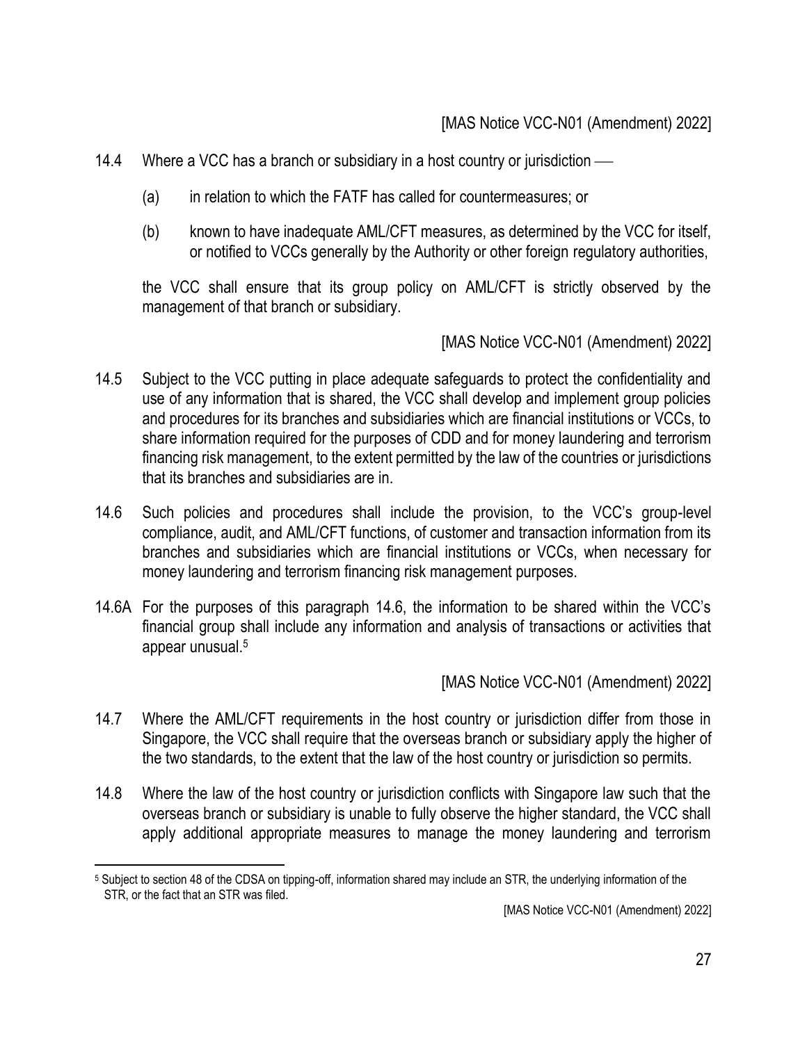[MAS Notice VCC-N01 (Amendment) 2022]

14.4 Where a VCC has a branch or subsidiary in a host country or jurisdiction ––

(a) in relation to which the FATF has called for countermeasures; or

(b) known to have inadequate AML/CFT measures, as determined by the VCC for itself, or notified to VCCs generally by the Authority or other foreign regulatory authorities,

the VCC shall ensure that its group policy on AML/CFT is strictly observed by the management of that branch or subsidiary.

[MAS Notice VCC-N01 (Amendment) 2022]

14.5 Subject to the VCC putting in place adequate safeguards to protect the confidentiality and use of any information that is shared, the VCC shall develop and implement group policies and procedures for its branches and subsidiaries which are financial institutions or VCCs, to share information required for the purposes of CDD and for money laundering and terrorism financing risk management, to the extent permitted by the law of the countries or jurisdictions that its branches and subsidiaries are in.

14.6 Such policies and procedures shall include the provision, to the VCC's group-level compliance, audit, and AML/CFT functions, of customer and transaction information from its branches and subsidiaries which are financial institutions or VCCs, when necessary for money laundering and terrorism financing risk management purposes.

14.6A For the purposes of this paragraph 14.6, the information to be shared within the VCC's financial group shall include any information and analysis of transactions or activities that appear unusual.[5]

[MAS Notice VCC-N01 (Amendment) 2022]

14.7 Where the AML/CFT requirements in the host country or jurisdiction differ from those in Singapore, the VCC shall require that the overseas branch or subsidiary apply the higher of the two standards, to the extent that the law of the host country or jurisdiction so permits.

14.8 Where the law of the host country or jurisdiction conflicts with Singapore law such that the overseas branch or subsidiary is unable to fully observe the higher standard, the VCC shall apply additional appropriate measures to manage the money laundering and terrorism

---

[5] Subject to section 48 of the CDSA on tipping-off, information shared may include an STR, the underlying information of the STR, or the fact that an STR was filed.

[MAS Notice VCC-N01 (Amendment) 2022]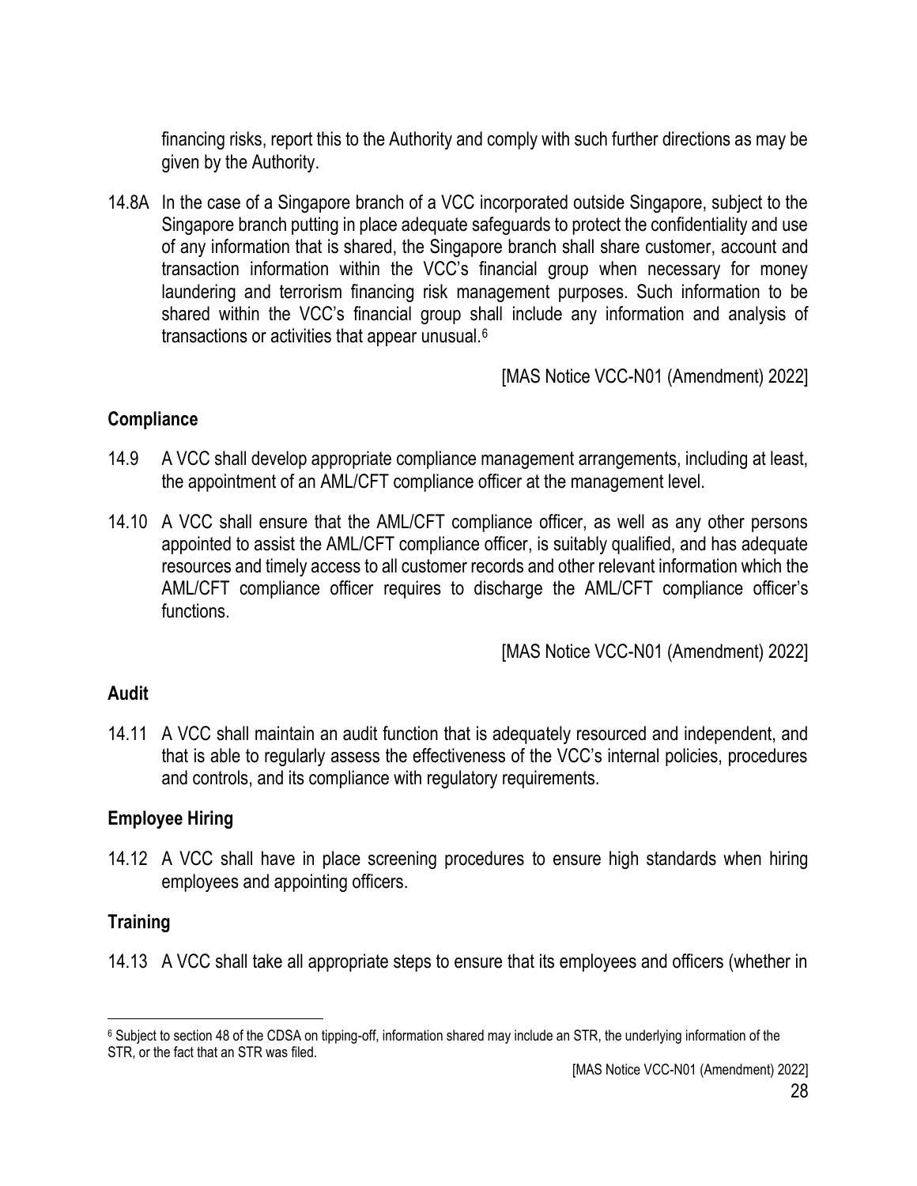financing risks, report this to the Authority and comply with such further directions as may be given by the Authority.

14.8A In the case of a Singapore branch of a VCC incorporated outside Singapore, subject to the Singapore branch putting in place adequate safeguards to protect the confidentiality and use of any information that is shared, the Singapore branch shall share customer, account and transaction information within the VCC's financial group when necessary for money laundering and terrorism financing risk management purposes. Such information to be shared within the VCC's financial group shall include any information and analysis of transactions or activities that appear unusual.[6]

[MAS Notice VCC-N01 (Amendment) 2022]

**Compliance**

14.9 A VCC shall develop appropriate compliance management arrangements, including at least, the appointment of an AML/CFT compliance officer at the management level.

14.10 A VCC shall ensure that the AML/CFT compliance officer, as well as any other persons appointed to assist the AML/CFT compliance officer, is suitably qualified, and has adequate resources and timely access to all customer records and other relevant information which the AML/CFT compliance officer requires to discharge the AML/CFT compliance officer's functions.

[MAS Notice VCC-N01 (Amendment) 2022]

**Audit**

14.11 A VCC shall maintain an audit function that is adequately resourced and independent, and that is able to regularly assess the effectiveness of the VCC's internal policies, procedures and controls, and its compliance with regulatory requirements.

**Employee Hiring**

14.12 A VCC shall have in place screening procedures to ensure high standards when hiring employees and appointing officers.

**Training**

14.13 A VCC shall take all appropriate steps to ensure that its employees and officers (whether in

---

[6] Subject to section 48 of the CDSA on tipping-off, information shared may include an STR, the underlying information of the STR, or the fact that an STR was filed.

[MAS Notice VCC-N01 (Amendment) 2022]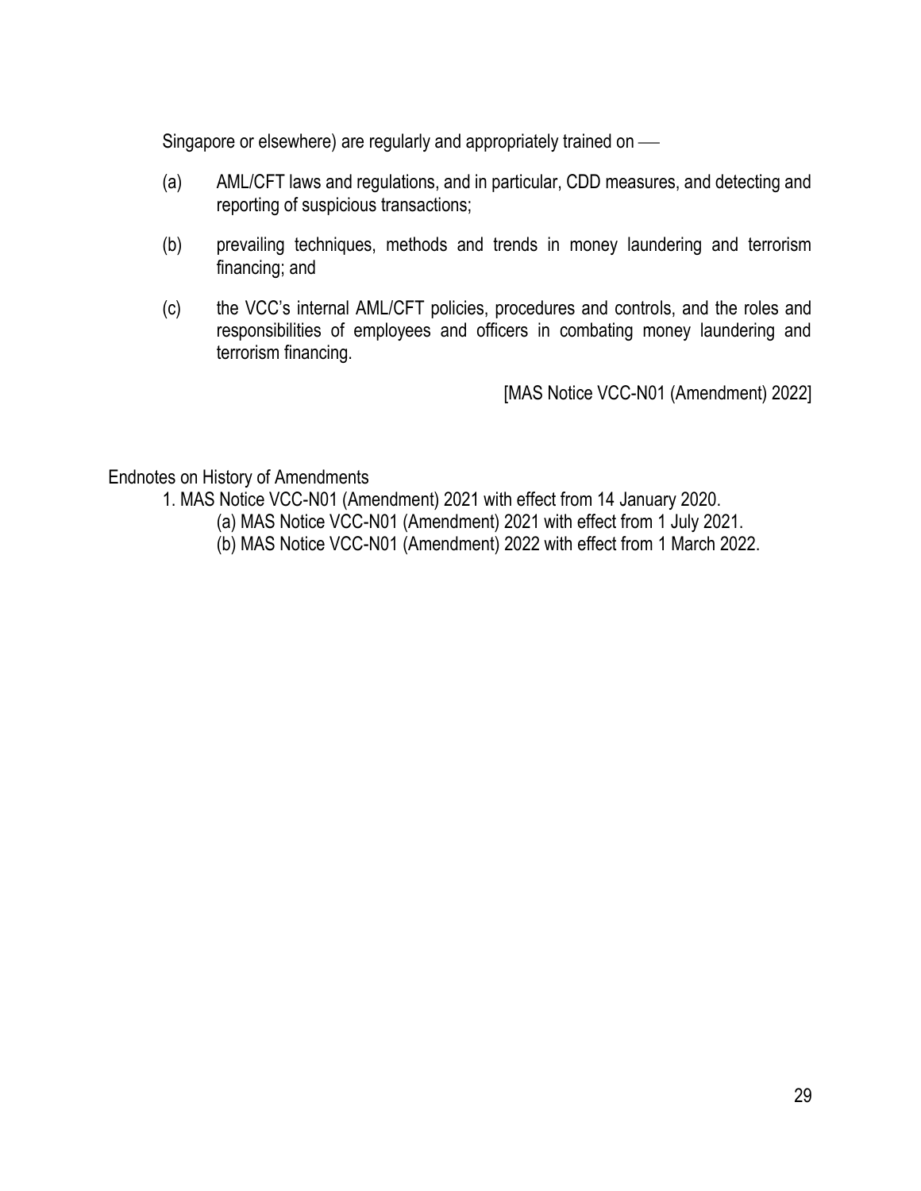Singapore or elsewhere) are regularly and appropriately trained on —

(a) AML/CFT laws and regulations, and in particular, CDD measures, and detecting and reporting of suspicious transactions;

(b) prevailing techniques, methods and trends in money laundering and terrorism financing; and

(c) the VCC's internal AML/CFT policies, procedures and controls, and the roles and responsibilities of employees and officers in combating money laundering and terrorism financing.

[MAS Notice VCC-N01 (Amendment) 2022]

Endnotes on History of Amendments

1. MAS Notice VCC-N01 (Amendment) 2021 with effect from 14 January 2020.
   - (a) MAS Notice VCC-N01 (Amendment) 2021 with effect from 1 July 2021.
   - (b) MAS Notice VCC-N01 (Amendment) 2022 with effect from 1 March 2022.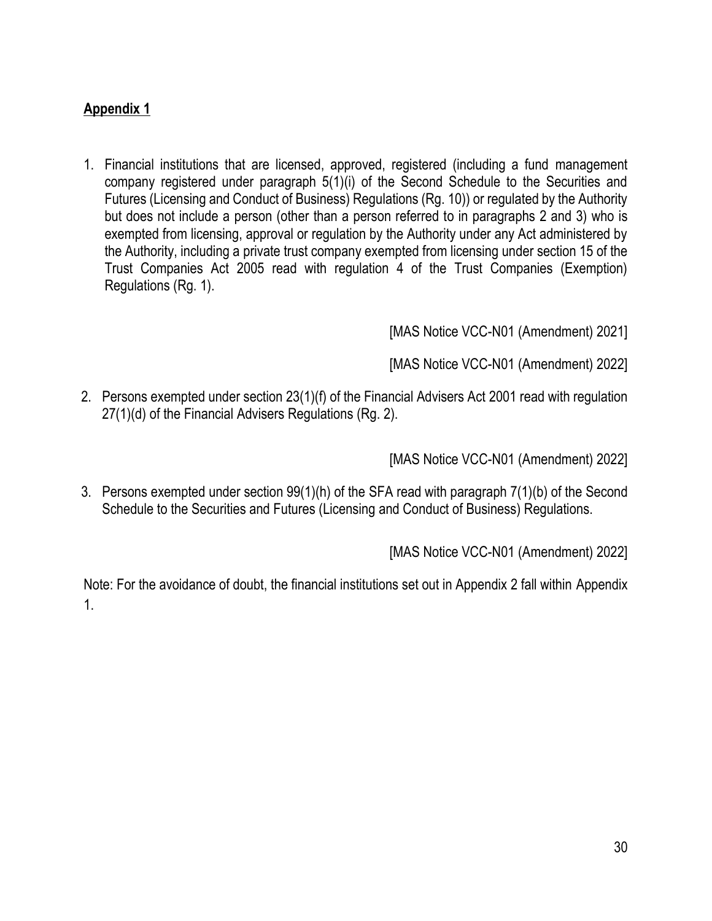## **Appendix 1**

1. Financial institutions that are licensed, approved, registered (including a fund management company registered under paragraph 5(1)(i) of the Second Schedule to the Securities and Futures (Licensing and Conduct of Business) Regulations (Rg. 10)) or regulated by the Authority but does not include a person (other than a person referred to in paragraphs 2 and 3) who is exempted from licensing, approval or regulation by the Authority under any Act administered by the Authority, including a private trust company exempted from licensing under section 15 of the Trust Companies Act 2005 read with regulation 4 of the Trust Companies (Exemption) Regulations (Rg. 1).

[MAS Notice VCC-N01 (Amendment) 2021]

[MAS Notice VCC-N01 (Amendment) 2022]

2. Persons exempted under section 23(1)(f) of the Financial Advisers Act 2001 read with regulation 27(1)(d) of the Financial Advisers Regulations (Rg. 2).

[MAS Notice VCC-N01 (Amendment) 2022]

3. Persons exempted under section 99(1)(h) of the SFA read with paragraph 7(1)(b) of the Second Schedule to the Securities and Futures (Licensing and Conduct of Business) Regulations.

[MAS Notice VCC-N01 (Amendment) 2022]

Note: For the avoidance of doubt, the financial institutions set out in Appendix 2 fall within Appendix 1.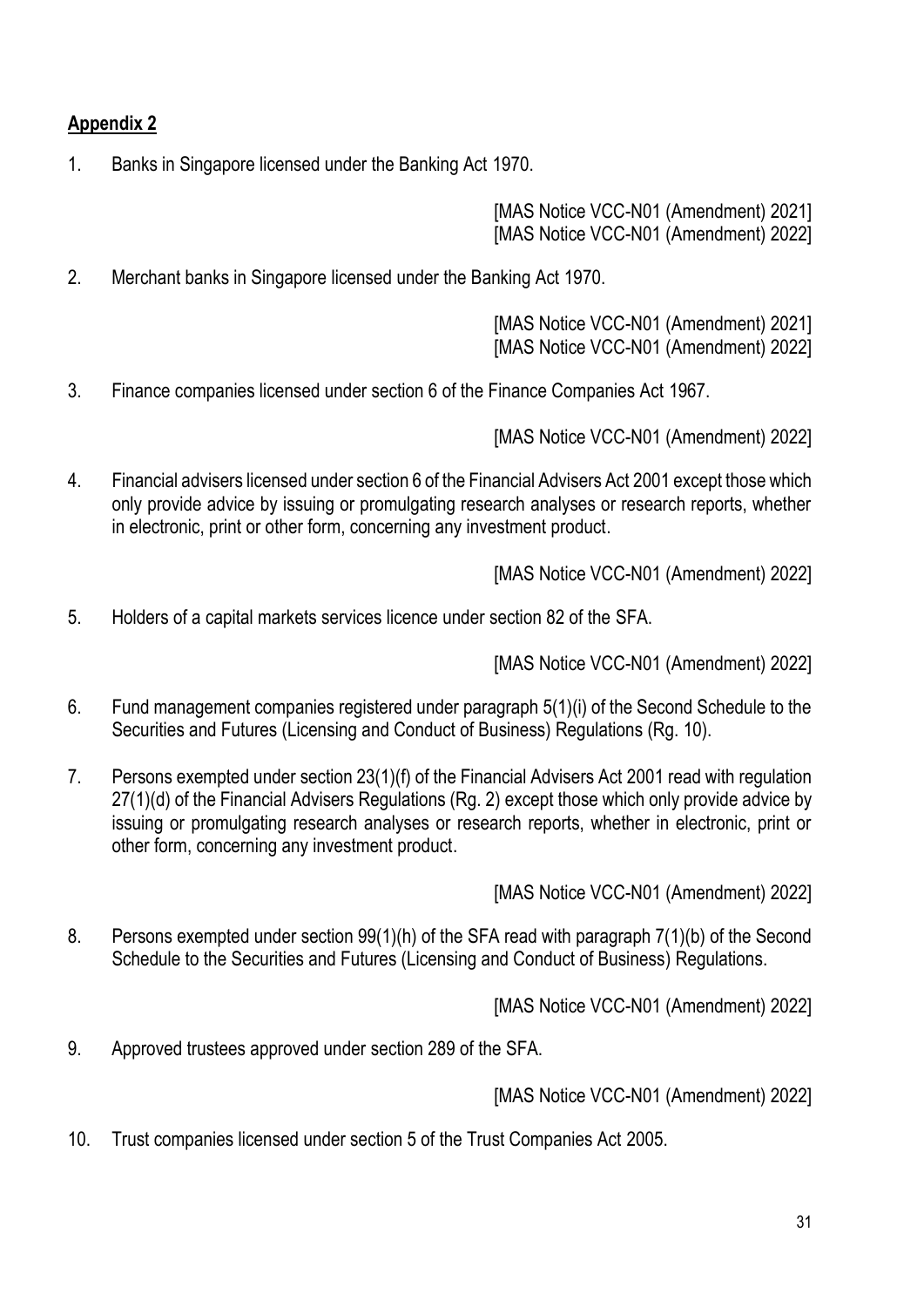**Appendix 2**

1. Banks in Singapore licensed under the Banking Act 1970.

   [MAS Notice VCC-N01 (Amendment) 2021]
   [MAS Notice VCC-N01 (Amendment) 2022]

2. Merchant banks in Singapore licensed under the Banking Act 1970.

   [MAS Notice VCC-N01 (Amendment) 2021]
   [MAS Notice VCC-N01 (Amendment) 2022]

3. Finance companies licensed under section 6 of the Finance Companies Act 1967.

   [MAS Notice VCC-N01 (Amendment) 2022]

4. Financial advisers licensed under section 6 of the Financial Advisers Act 2001 except those which only provide advice by issuing or promulgating research analyses or research reports, whether in electronic, print or other form, concerning any investment product.

   [MAS Notice VCC-N01 (Amendment) 2022]

5. Holders of a capital markets services licence under section 82 of the SFA.

   [MAS Notice VCC-N01 (Amendment) 2022]

6. Fund management companies registered under paragraph 5(1)(i) of the Second Schedule to the Securities and Futures (Licensing and Conduct of Business) Regulations (Rg. 10).

7. Persons exempted under section 23(1)(f) of the Financial Advisers Act 2001 read with regulation 27(1)(d) of the Financial Advisers Regulations (Rg. 2) except those which only provide advice by issuing or promulgating research analyses or research reports, whether in electronic, print or other form, concerning any investment product.

   [MAS Notice VCC-N01 (Amendment) 2022]

8. Persons exempted under section 99(1)(h) of the SFA read with paragraph 7(1)(b) of the Second Schedule to the Securities and Futures (Licensing and Conduct of Business) Regulations.

   [MAS Notice VCC-N01 (Amendment) 2022]

9. Approved trustees approved under section 289 of the SFA.

   [MAS Notice VCC-N01 (Amendment) 2022]

10. Trust companies licensed under section 5 of the Trust Companies Act 2005.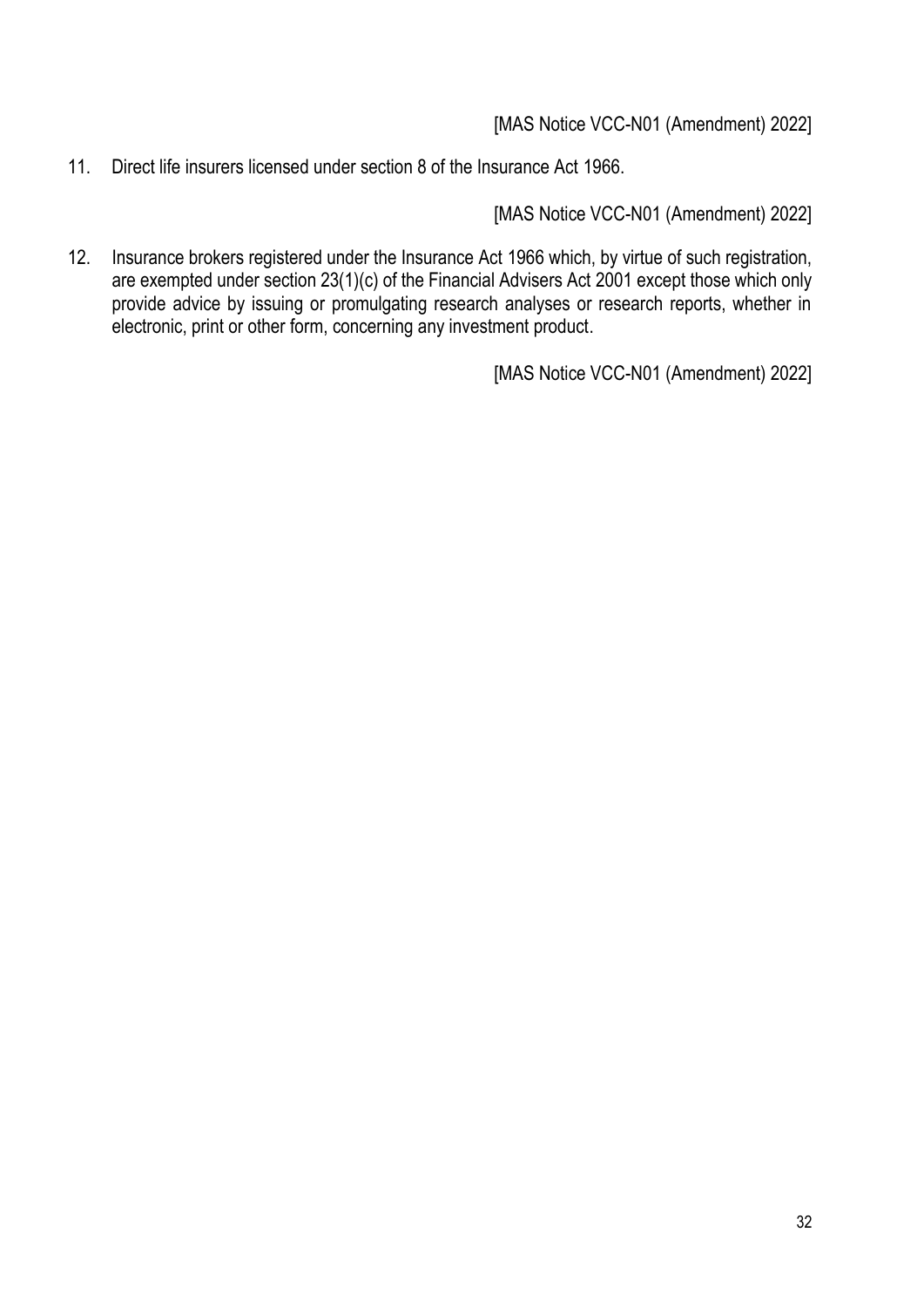[MAS Notice VCC-N01 (Amendment) 2022]

11. Direct life insurers licensed under section 8 of the Insurance Act 1966.

[MAS Notice VCC-N01 (Amendment) 2022]

12. Insurance brokers registered under the Insurance Act 1966 which, by virtue of such registration, are exempted under section 23(1)(c) of the Financial Advisers Act 2001 except those which only provide advice by issuing or promulgating research analyses or research reports, whether in electronic, print or other form, concerning any investment product.

[MAS Notice VCC-N01 (Amendment) 2022]